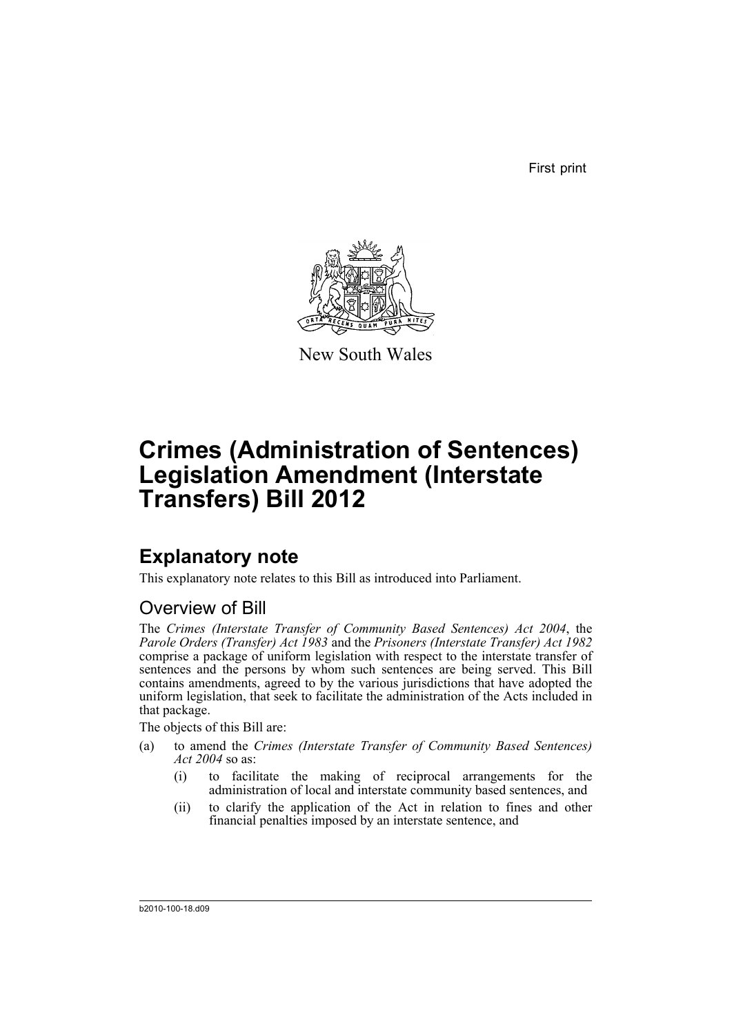First print

New South Wales

# Crimes (Administration of Sentences) Legislation Amendment (Interstate Transfers) Bill 2012

## Explanatory note

This explanatory note relates to this Bill as introduced into Parliament.

### Overview of Bill

The *Crimes (Interstate Transfer of Community Based Sentences) Act 2004*, the *Parole Orders (Transfer) Act 1983* and the *Prisoners (Interstate Transfer) Act 1982* comprise a package of uniform legislation with respect to the interstate transfer of sentences and the persons by whom such sentences are being served. This Bill contains amendments, agreed to by the various jurisdictions that have adopted the uniform legislation, that seek to facilitate the administration of the Acts included in that package.

The objects of this Bill are:

(a) to amend the *Crimes (Interstate Transfer of Community Based Sentences) Act 2004* so as:

   (i) to facilitate the making of reciprocal arrangements for the administration of local and interstate community based sentences, and

   (ii) to clarify the application of the Act in relation to fines and other financial penalties imposed by an interstate sentence, and

b2010-100-18.d09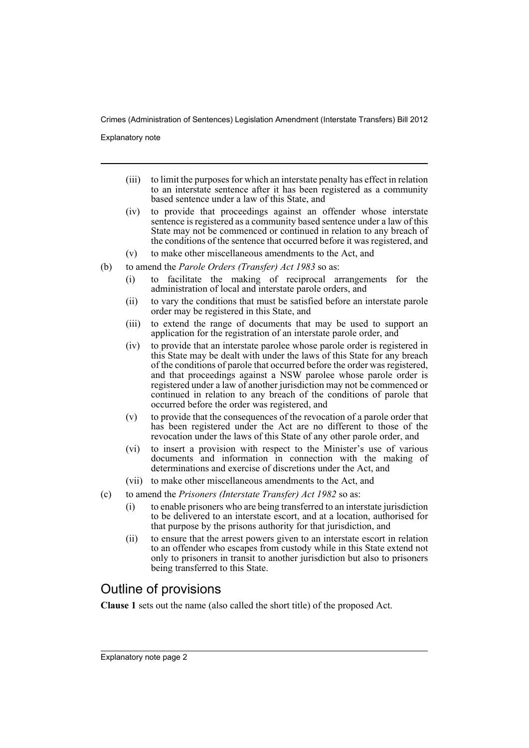- (iii) to limit the purposes for which an interstate penalty has effect in relation to an interstate sentence after it has been registered as a community based sentence under a law of this State, and
- (iv) to provide that proceedings against an offender whose interstate sentence is registered as a community based sentence under a law of this State may not be commenced or continued in relation to any breach of the conditions of the sentence that occurred before it was registered, and
- (v) to make other miscellaneous amendments to the Act, and

(b) to amend the *Parole Orders (Transfer) Act 1983* so as:

- (i) to facilitate the making of reciprocal arrangements for the administration of local and interstate parole orders, and
- (ii) to vary the conditions that must be satisfied before an interstate parole order may be registered in this State, and
- (iii) to extend the range of documents that may be used to support an application for the registration of an interstate parole order, and
- (iv) to provide that an interstate parolee whose parole order is registered in this State may be dealt with under the laws of this State for any breach of the conditions of parole that occurred before the order was registered, and that proceedings against a NSW parolee whose parole order is registered under a law of another jurisdiction may not be commenced or continued in relation to any breach of the conditions of parole that occurred before the order was registered, and
- (v) to provide that the consequences of the revocation of a parole order that has been registered under the Act are no different to those of the revocation under the laws of this State of any other parole order, and
- (vi) to insert a provision with respect to the Minister's use of various documents and information in connection with the making of determinations and exercise of discretions under the Act, and
- (vii) to make other miscellaneous amendments to the Act, and

(c) to amend the *Prisoners (Interstate Transfer) Act 1982* so as:

- (i) to enable prisoners who are being transferred to an interstate jurisdiction to be delivered to an interstate escort, and at a location, authorised for that purpose by the prisons authority for that jurisdiction, and
- (ii) to ensure that the arrest powers given to an interstate escort in relation to an offender who escapes from custody while in this State extend not only to prisoners in transit to another jurisdiction but also to prisoners being transferred to this State.

## Outline of provisions

**Clause 1** sets out the name (also called the short title) of the proposed Act.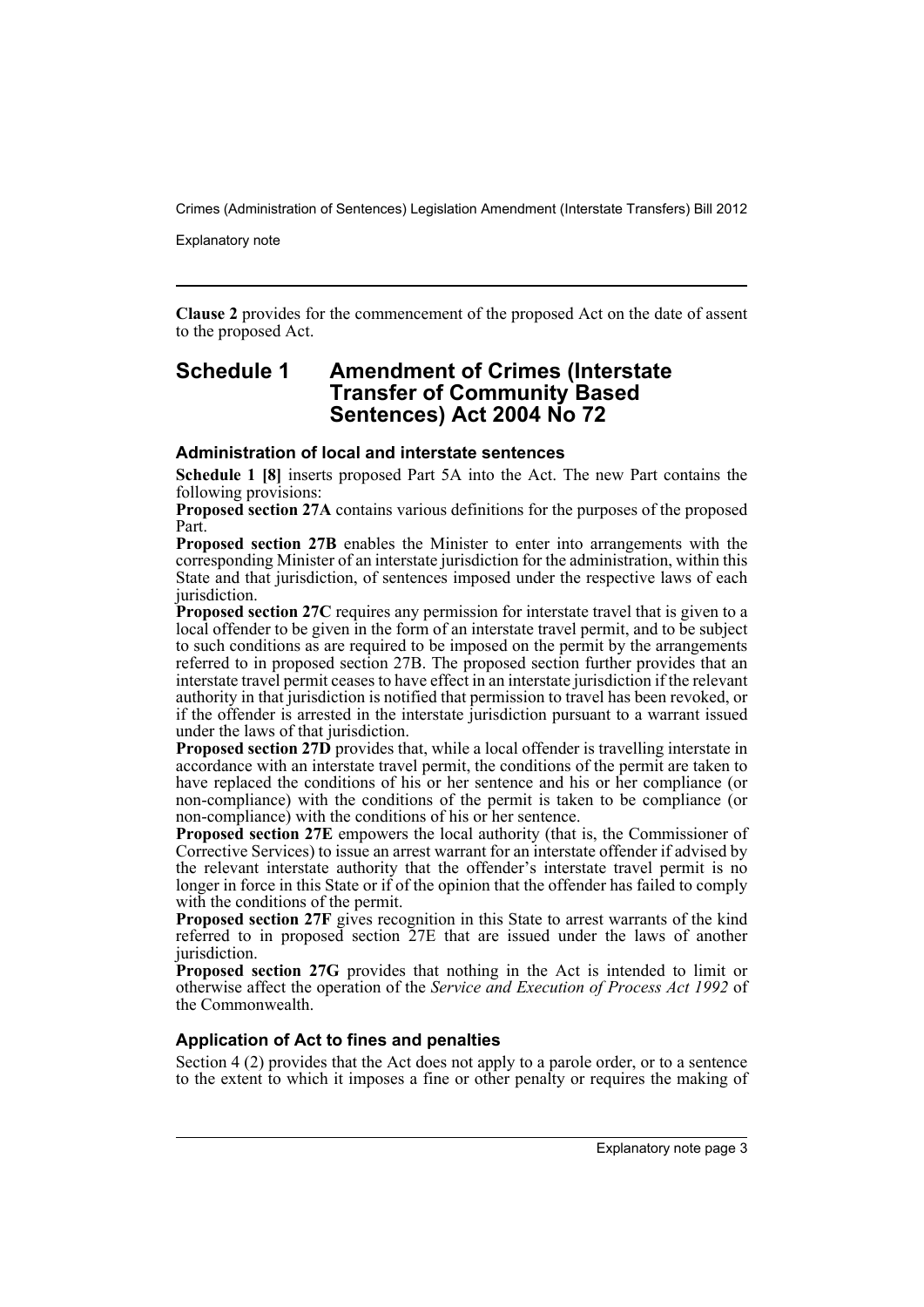**Clause 2** provides for the commencement of the proposed Act on the date of assent to the proposed Act.

## Schedule 1 Amendment of Crimes (Interstate Transfer of Community Based Sentences) Act 2004 No 72

### Administration of local and interstate sentences

**Schedule 1 [8]** inserts proposed Part 5A into the Act. The new Part contains the following provisions:

**Proposed section 27A** contains various definitions for the purposes of the proposed Part.

**Proposed section 27B** enables the Minister to enter into arrangements with the corresponding Minister of an interstate jurisdiction for the administration, within this State and that jurisdiction, of sentences imposed under the respective laws of each jurisdiction.

**Proposed section 27C** requires any permission for interstate travel that is given to a local offender to be given in the form of an interstate travel permit, and to be subject to such conditions as are required to be imposed on the permit by the arrangements referred to in proposed section 27B. The proposed section further provides that an interstate travel permit ceases to have effect in an interstate jurisdiction if the relevant authority in that jurisdiction is notified that permission to travel has been revoked, or if the offender is arrested in the interstate jurisdiction pursuant to a warrant issued under the laws of that jurisdiction.

**Proposed section 27D** provides that, while a local offender is travelling interstate in accordance with an interstate travel permit, the conditions of the permit are taken to have replaced the conditions of his or her sentence and his or her compliance (or non-compliance) with the conditions of the permit is taken to be compliance (or non-compliance) with the conditions of his or her sentence.

**Proposed section 27E** empowers the local authority (that is, the Commissioner of Corrective Services) to issue an arrest warrant for an interstate offender if advised by the relevant interstate authority that the offender's interstate travel permit is no longer in force in this State or if of the opinion that the offender has failed to comply with the conditions of the permit.

**Proposed section 27F** gives recognition in this State to arrest warrants of the kind referred to in proposed section 27E that are issued under the laws of another jurisdiction.

**Proposed section 27G** provides that nothing in the Act is intended to limit or otherwise affect the operation of the *Service and Execution of Process Act 1992* of the Commonwealth.

### Application of Act to fines and penalties

Section 4 (2) provides that the Act does not apply to a parole order, or to a sentence to the extent to which it imposes a fine or other penalty or requires the making of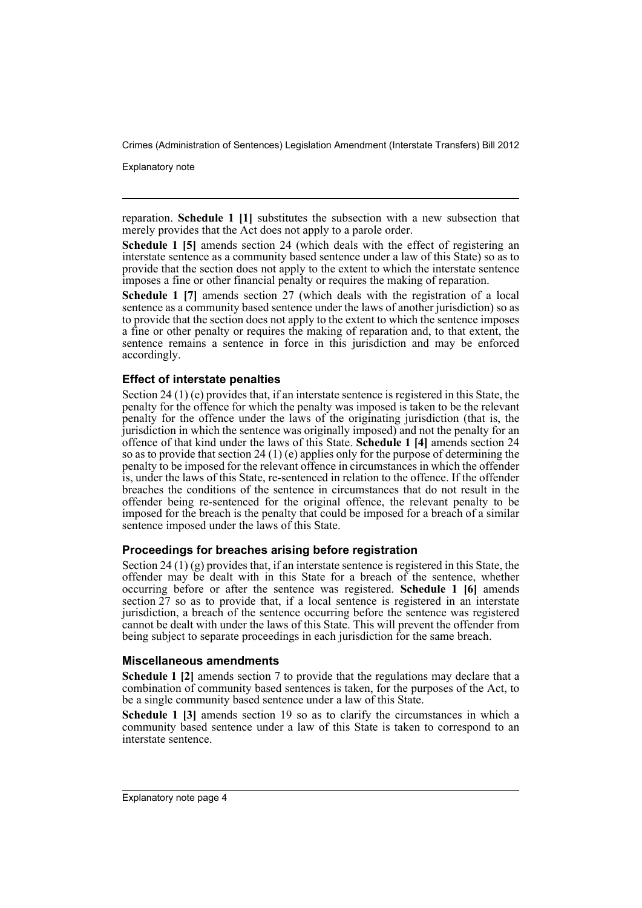reparation. **Schedule 1 [1]** substitutes the subsection with a new subsection that merely provides that the Act does not apply to a parole order.

**Schedule 1 [5]** amends section 24 (which deals with the effect of registering an interstate sentence as a community based sentence under a law of this State) so as to provide that the section does not apply to the extent to which the interstate sentence imposes a fine or other financial penalty or requires the making of reparation.

**Schedule 1 [7]** amends section 27 (which deals with the registration of a local sentence as a community based sentence under the laws of another jurisdiction) so as to provide that the section does not apply to the extent to which the sentence imposes a fine or other penalty or requires the making of reparation and, to that extent, the sentence remains a sentence in force in this jurisdiction and may be enforced accordingly.

### Effect of interstate penalties

Section 24 (1) (e) provides that, if an interstate sentence is registered in this State, the penalty for the offence for which the penalty was imposed is taken to be the relevant penalty for the offence under the laws of the originating jurisdiction (that is, the jurisdiction in which the sentence was originally imposed) and not the penalty for an offence of that kind under the laws of this State. **Schedule 1 [4]** amends section 24 so as to provide that section 24 (1) (e) applies only for the purpose of determining the penalty to be imposed for the relevant offence in circumstances in which the offender is, under the laws of this State, re-sentenced in relation to the offence. If the offender breaches the conditions of the sentence in circumstances that do not result in the offender being re-sentenced for the original offence, the relevant penalty to be imposed for the breach is the penalty that could be imposed for a breach of a similar sentence imposed under the laws of this State.

### Proceedings for breaches arising before registration

Section 24 (1) (g) provides that, if an interstate sentence is registered in this State, the offender may be dealt with in this State for a breach of the sentence, whether occurring before or after the sentence was registered. **Schedule 1 [6]** amends section 27 so as to provide that, if a local sentence is registered in an interstate jurisdiction, a breach of the sentence occurring before the sentence was registered cannot be dealt with under the laws of this State. This will prevent the offender from being subject to separate proceedings in each jurisdiction for the same breach.

### Miscellaneous amendments

**Schedule 1 [2]** amends section 7 to provide that the regulations may declare that a combination of community based sentences is taken, for the purposes of the Act, to be a single community based sentence under a law of this State.

**Schedule 1 [3]** amends section 19 so as to clarify the circumstances in which a community based sentence under a law of this State is taken to correspond to an interstate sentence.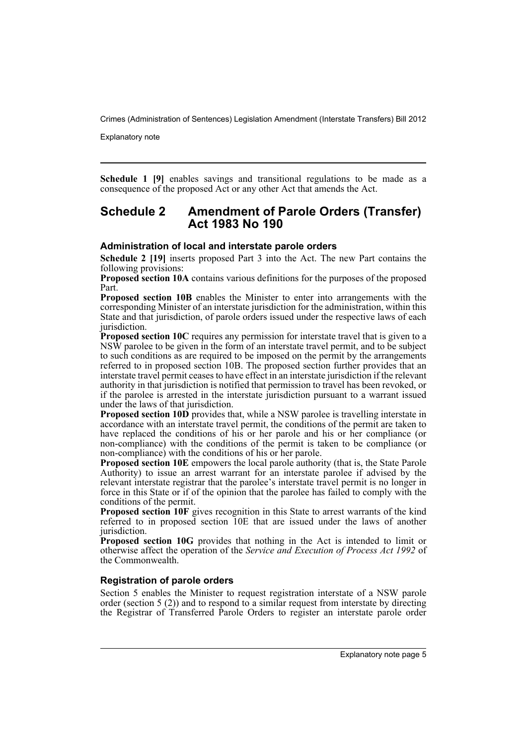**Schedule 1 [9]** enables savings and transitional regulations to be made as a consequence of the proposed Act or any other Act that amends the Act.

## Schedule 2 Amendment of Parole Orders (Transfer) Act 1983 No 190

### Administration of local and interstate parole orders

**Schedule 2 [19]** inserts proposed Part 3 into the Act. The new Part contains the following provisions:

**Proposed section 10A** contains various definitions for the purposes of the proposed Part.

**Proposed section 10B** enables the Minister to enter into arrangements with the corresponding Minister of an interstate jurisdiction for the administration, within this State and that jurisdiction, of parole orders issued under the respective laws of each jurisdiction.

**Proposed section 10C** requires any permission for interstate travel that is given to a NSW parolee to be given in the form of an interstate travel permit, and to be subject to such conditions as are required to be imposed on the permit by the arrangements referred to in proposed section 10B. The proposed section further provides that an interstate travel permit ceases to have effect in an interstate jurisdiction if the relevant authority in that jurisdiction is notified that permission to travel has been revoked, or if the parolee is arrested in the interstate jurisdiction pursuant to a warrant issued under the laws of that jurisdiction.

**Proposed section 10D** provides that, while a NSW parolee is travelling interstate in accordance with an interstate travel permit, the conditions of the permit are taken to have replaced the conditions of his or her parole and his or her compliance (or non-compliance) with the conditions of the permit is taken to be compliance (or non-compliance) with the conditions of his or her parole.

**Proposed section 10E** empowers the local parole authority (that is, the State Parole Authority) to issue an arrest warrant for an interstate parolee if advised by the relevant interstate registrar that the parolee's interstate travel permit is no longer in force in this State or if of the opinion that the parolee has failed to comply with the conditions of the permit.

**Proposed section 10F** gives recognition in this State to arrest warrants of the kind referred to in proposed section 10E that are issued under the laws of another jurisdiction.

**Proposed section 10G** provides that nothing in the Act is intended to limit or otherwise affect the operation of the *Service and Execution of Process Act 1992* of the Commonwealth.

### Registration of parole orders

Section 5 enables the Minister to request registration interstate of a NSW parole order (section 5 (2)) and to respond to a similar request from interstate by directing the Registrar of Transferred Parole Orders to register an interstate parole order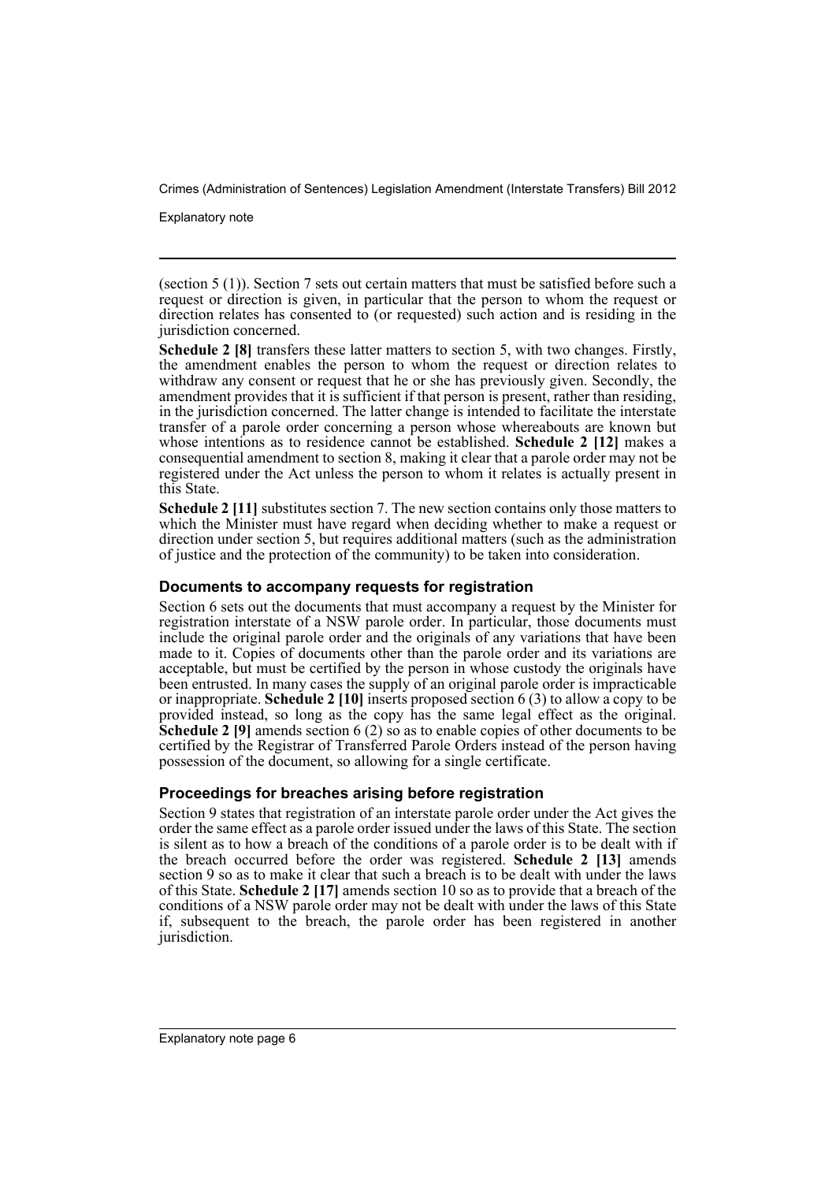(section 5 (1)). Section 7 sets out certain matters that must be satisfied before such a request or direction is given, in particular that the person to whom the request or direction relates has consented to (or requested) such action and is residing in the jurisdiction concerned.

**Schedule 2 [8]** transfers these latter matters to section 5, with two changes. Firstly, the amendment enables the person to whom the request or direction relates to withdraw any consent or request that he or she has previously given. Secondly, the amendment provides that it is sufficient if that person is present, rather than residing, in the jurisdiction concerned. The latter change is intended to facilitate the interstate transfer of a parole order concerning a person whose whereabouts are known but whose intentions as to residence cannot be established. **Schedule 2 [12]** makes a consequential amendment to section 8, making it clear that a parole order may not be registered under the Act unless the person to whom it relates is actually present in this State.

**Schedule 2 [11]** substitutes section 7. The new section contains only those matters to which the Minister must have regard when deciding whether to make a request or direction under section 5, but requires additional matters (such as the administration of justice and the protection of the community) to be taken into consideration.

### Documents to accompany requests for registration

Section 6 sets out the documents that must accompany a request by the Minister for registration interstate of a NSW parole order. In particular, those documents must include the original parole order and the originals of any variations that have been made to it. Copies of documents other than the parole order and its variations are acceptable, but must be certified by the person in whose custody the originals have been entrusted. In many cases the supply of an original parole order is impracticable or inappropriate. **Schedule 2 [10]** inserts proposed section 6 (3) to allow a copy to be provided instead, so long as the copy has the same legal effect as the original. **Schedule 2 [9]** amends section 6 (2) so as to enable copies of other documents to be certified by the Registrar of Transferred Parole Orders instead of the person having possession of the document, so allowing for a single certificate.

### Proceedings for breaches arising before registration

Section 9 states that registration of an interstate parole order under the Act gives the order the same effect as a parole order issued under the laws of this State. The section is silent as to how a breach of the conditions of a parole order is to be dealt with if the breach occurred before the order was registered. **Schedule 2 [13]** amends section 9 so as to make it clear that such a breach is to be dealt with under the laws of this State. **Schedule 2 [17]** amends section 10 so as to provide that a breach of the conditions of a NSW parole order may not be dealt with under the laws of this State if, subsequent to the breach, the parole order has been registered in another jurisdiction.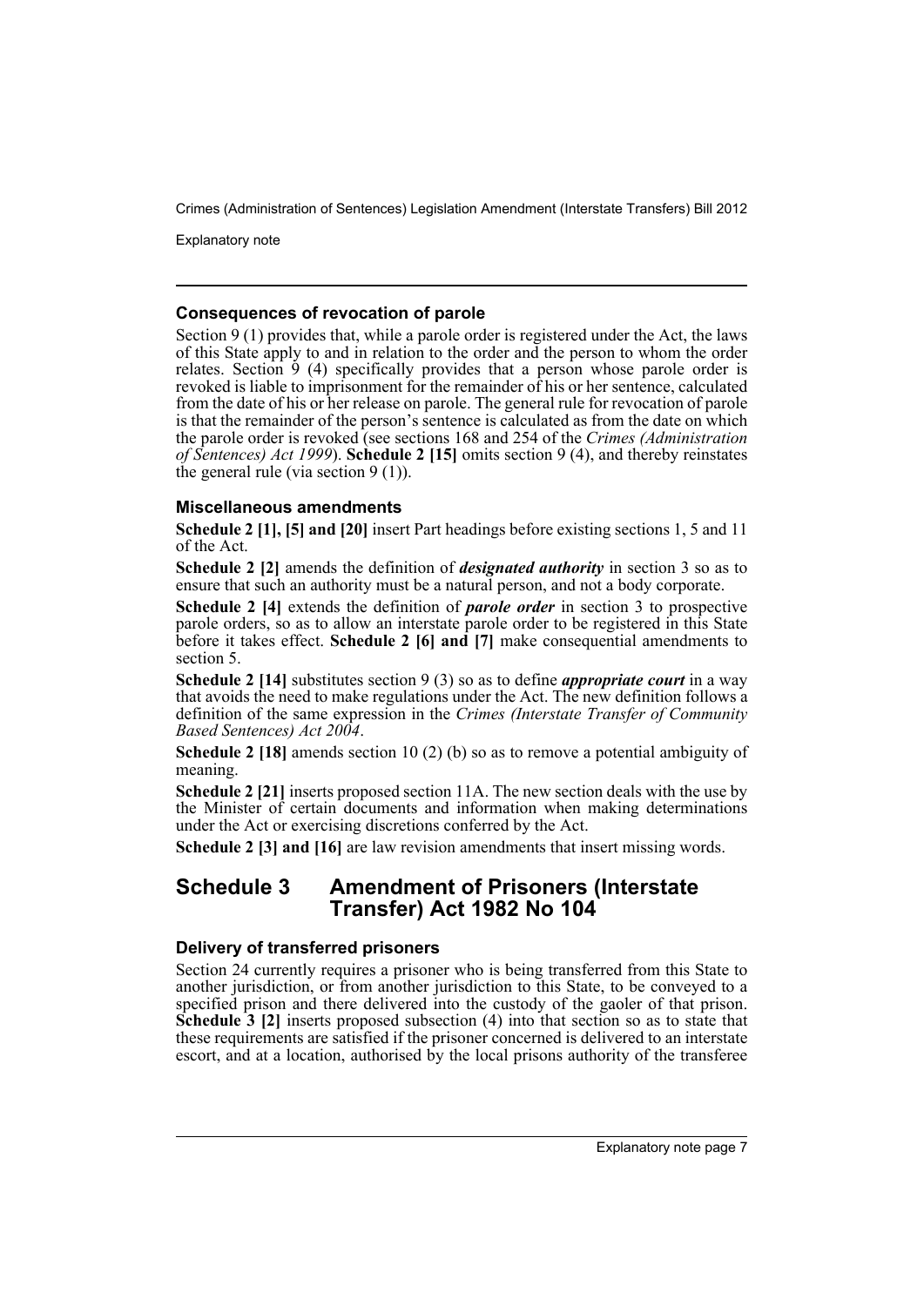### Consequences of revocation of parole

Section 9 (1) provides that, while a parole order is registered under the Act, the laws of this State apply to and in relation to the order and the person to whom the order relates. Section 9 (4) specifically provides that a person whose parole order is revoked is liable to imprisonment for the remainder of his or her sentence, calculated from the date of his or her release on parole. The general rule for revocation of parole is that the remainder of the person's sentence is calculated as from the date on which the parole order is revoked (see sections 168 and 254 of the *Crimes (Administration of Sentences) Act 1999*). **Schedule 2 [15]** omits section 9 (4), and thereby reinstates the general rule (via section 9 (1)).

### Miscellaneous amendments

**Schedule 2 [1], [5] and [20]** insert Part headings before existing sections 1, 5 and 11 of the Act.

**Schedule 2 [2]** amends the definition of ***designated authority*** in section 3 so as to ensure that such an authority must be a natural person, and not a body corporate.

**Schedule 2 [4]** extends the definition of ***parole order*** in section 3 to prospective parole orders, so as to allow an interstate parole order to be registered in this State before it takes effect. **Schedule 2 [6] and [7]** make consequential amendments to section 5.

**Schedule 2 [14]** substitutes section 9 (3) so as to define ***appropriate court*** in a way that avoids the need to make regulations under the Act. The new definition follows a definition of the same expression in the *Crimes (Interstate Transfer of Community Based Sentences) Act 2004*.

**Schedule 2 [18]** amends section 10 (2) (b) so as to remove a potential ambiguity of meaning.

**Schedule 2 [21]** inserts proposed section 11A. The new section deals with the use by the Minister of certain documents and information when making determinations under the Act or exercising discretions conferred by the Act.

**Schedule 2 [3] and [16]** are law revision amendments that insert missing words.

## Schedule 3 Amendment of Prisoners (Interstate Transfer) Act 1982 No 104

### Delivery of transferred prisoners

Section 24 currently requires a prisoner who is being transferred from this State to another jurisdiction, or from another jurisdiction to this State, to be conveyed to a specified prison and there delivered into the custody of the gaoler of that prison. **Schedule 3 [2]** inserts proposed subsection (4) into that section so as to state that these requirements are satisfied if the prisoner concerned is delivered to an interstate escort, and at a location, authorised by the local prisons authority of the transferee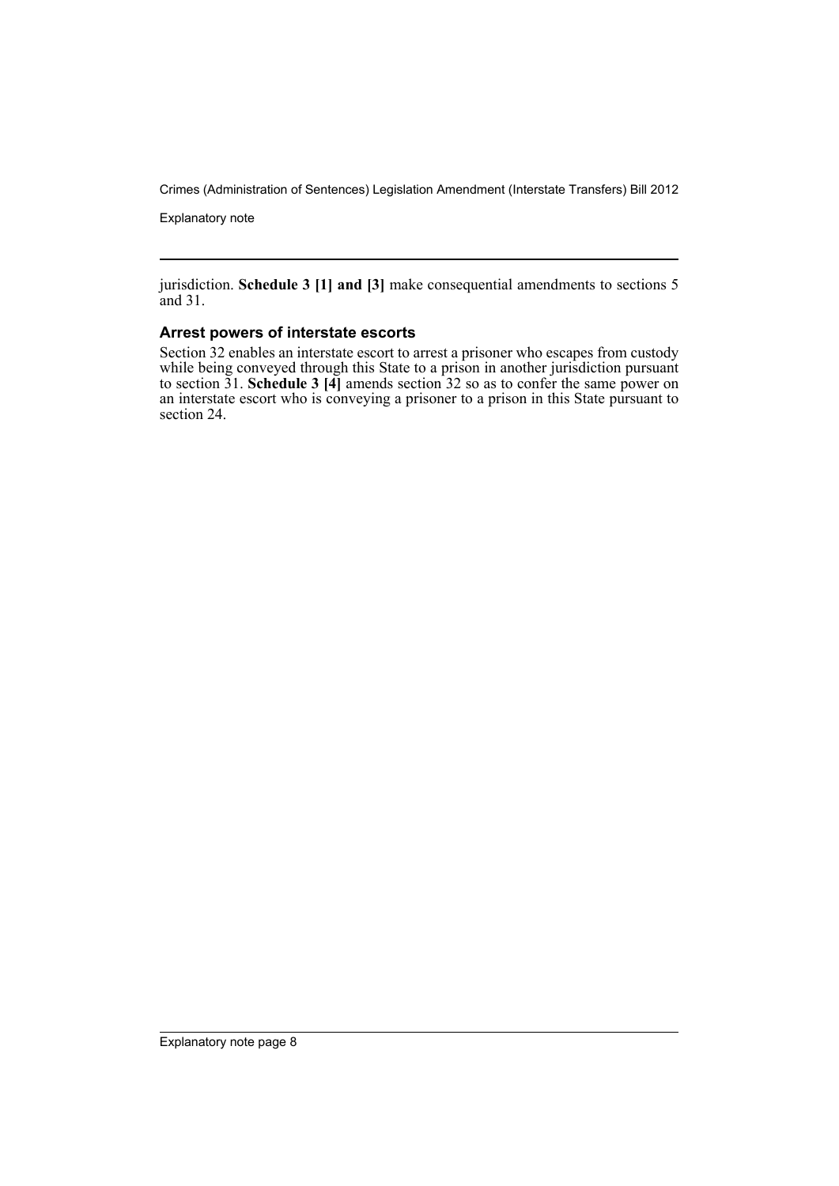jurisdiction. **Schedule 3 [1] and [3]** make consequential amendments to sections 5 and 31.

### Arrest powers of interstate escorts

Section 32 enables an interstate escort to arrest a prisoner who escapes from custody while being conveyed through this State to a prison in another jurisdiction pursuant to section 31. **Schedule 3 [4]** amends section 32 so as to confer the same power on an interstate escort who is conveying a prisoner to a prison in this State pursuant to section 24.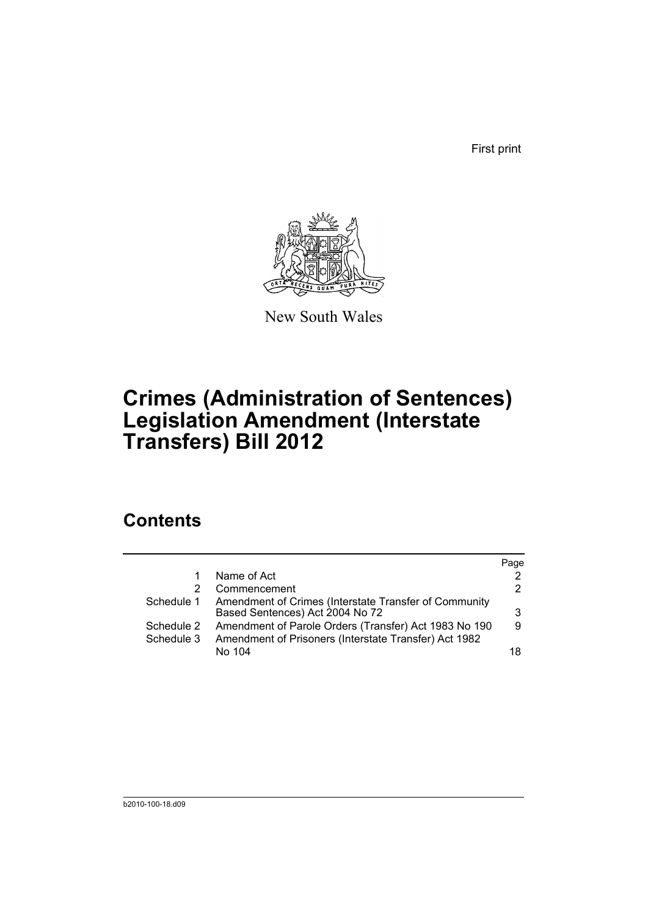First print

New South Wales

# Crimes (Administration of Sentences) Legislation Amendment (Interstate Transfers) Bill 2012

## Contents

| | | Page |
|---|---|---|
| 1 | Name of Act | 2 |
| 2 | Commencement | 2 |
| Schedule 1 | Amendment of Crimes (Interstate Transfer of Community Based Sentences) Act 2004 No 72 | 3 |
| Schedule 2 | Amendment of Parole Orders (Transfer) Act 1983 No 190 | 9 |
| Schedule 3 | Amendment of Prisoners (Interstate Transfer) Act 1982 No 104 | 18 |

b2010-100-18.d09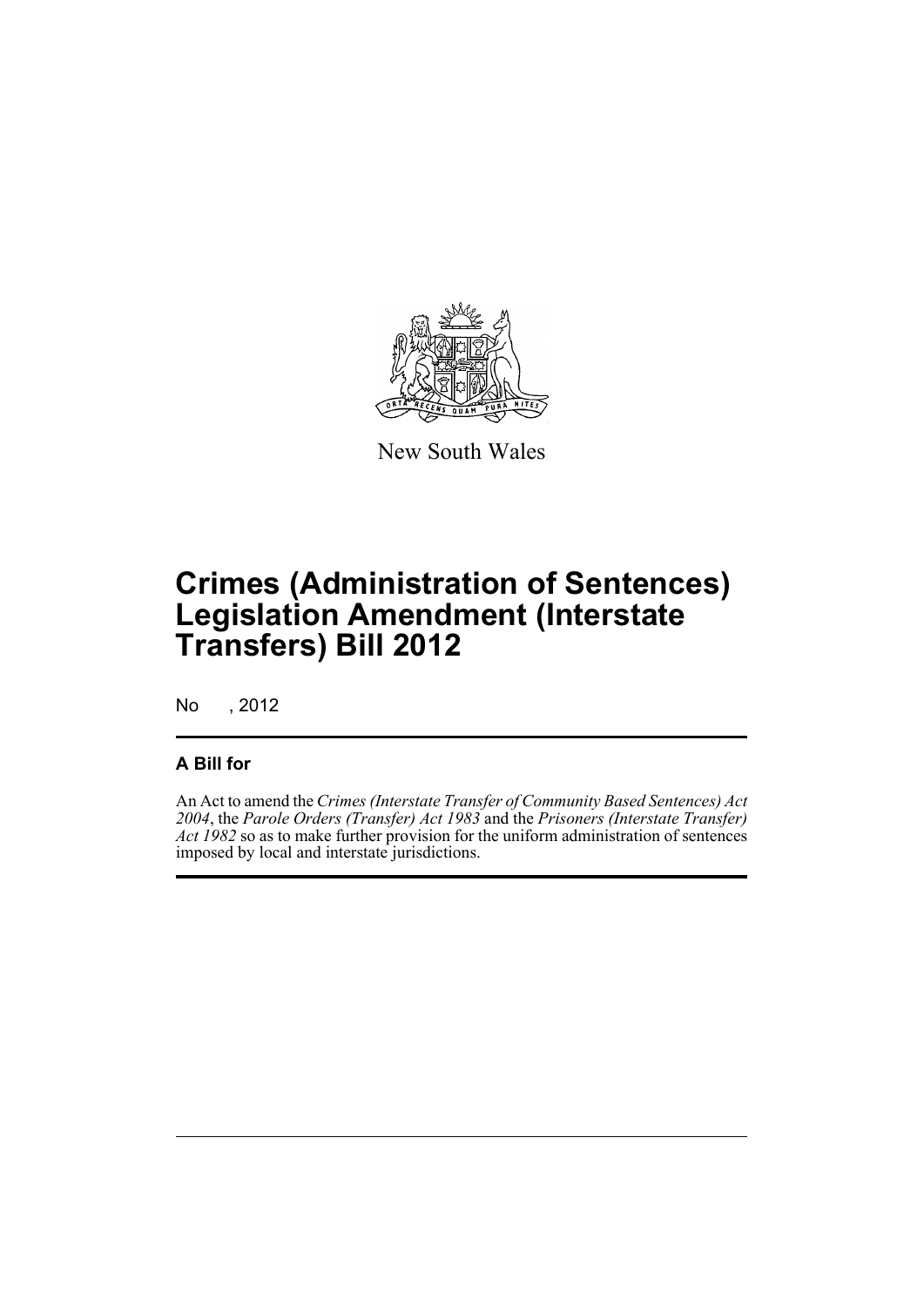New South Wales

# Crimes (Administration of Sentences) Legislation Amendment (Interstate Transfers) Bill 2012

No , 2012

## A Bill for

An Act to amend the *Crimes (Interstate Transfer of Community Based Sentences) Act 2004*, the *Parole Orders (Transfer) Act 1983* and the *Prisoners (Interstate Transfer) Act 1982* so as to make further provision for the uniform administration of sentences imposed by local and interstate jurisdictions.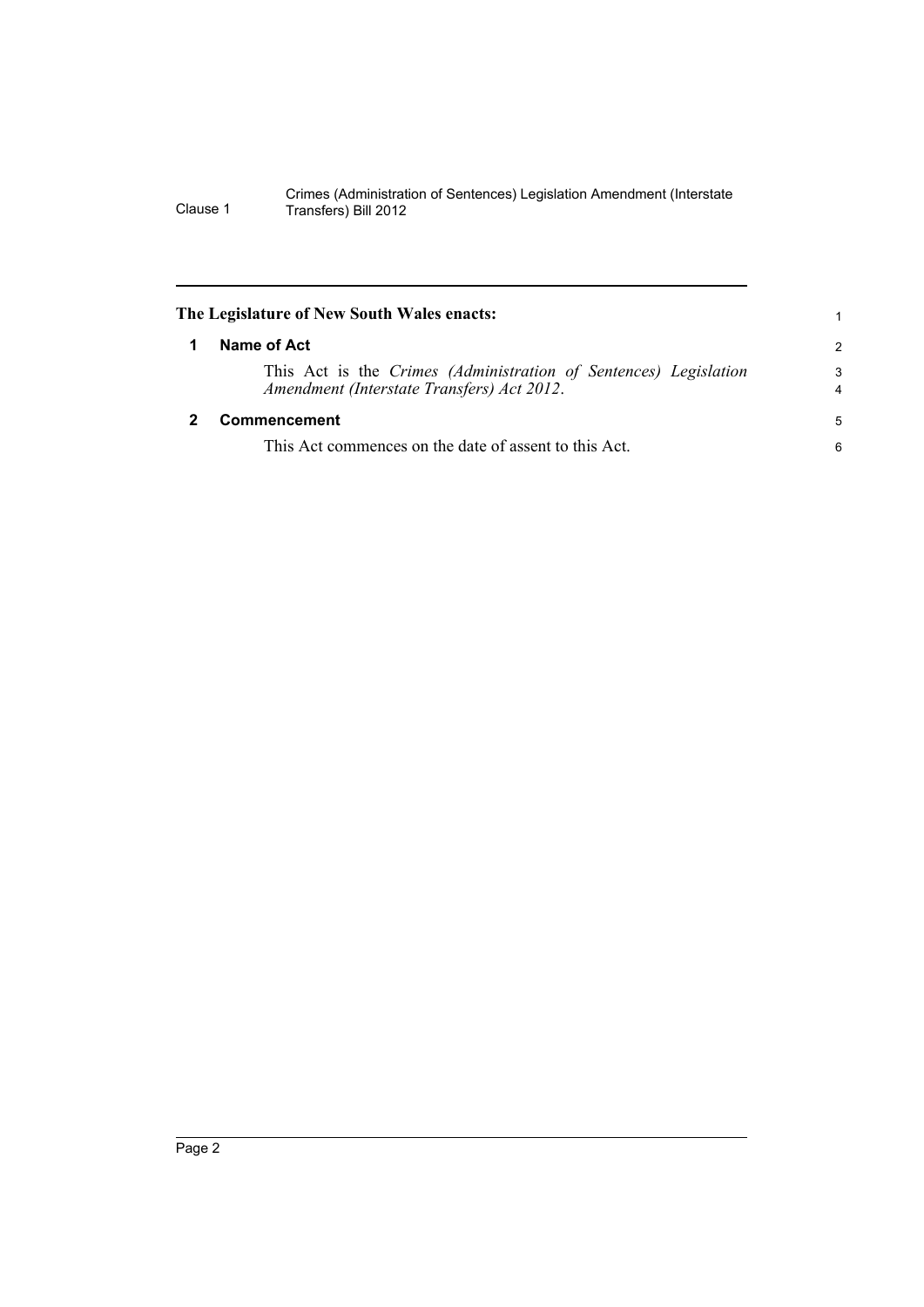**The Legislature of New South Wales enacts:**

## 1 Name of Act

This Act is the *Crimes (Administration of Sentences) Legislation Amendment (Interstate Transfers) Act 2012*.

## 2 Commencement

This Act commences on the date of assent to this Act.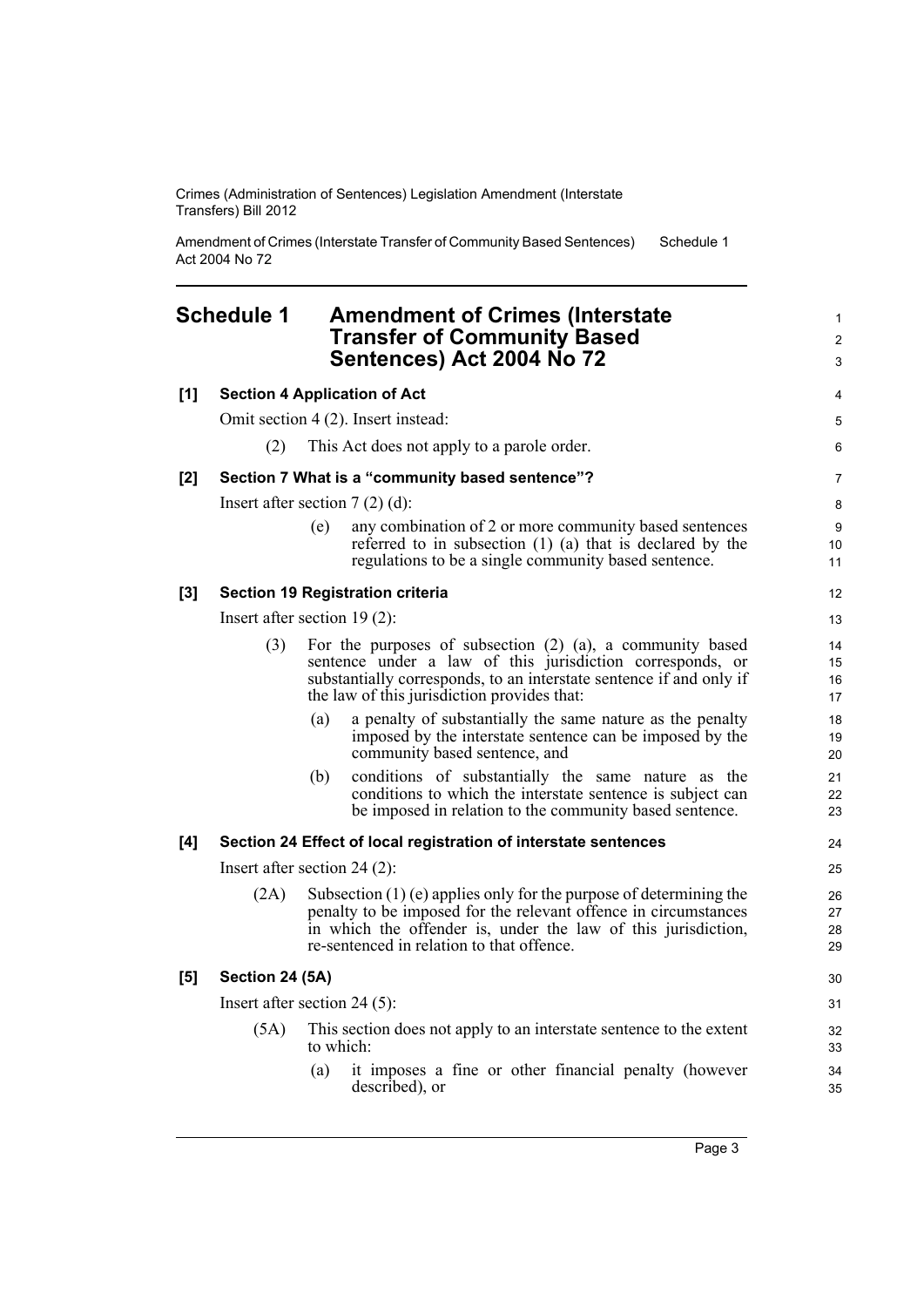# Schedule 1 Amendment of Crimes (Interstate Transfer of Community Based Sentences) Act 2004 No 72

**[1] Section 4 Application of Act**

Omit section 4 (2). Insert instead:

(2) This Act does not apply to a parole order.

**[2] Section 7 What is a "community based sentence"?**

Insert after section 7 (2) (d):

(e) any combination of 2 or more community based sentences referred to in subsection (1) (a) that is declared by the regulations to be a single community based sentence.

**[3] Section 19 Registration criteria**

Insert after section 19 (2):

(3) For the purposes of subsection (2) (a), a community based sentence under a law of this jurisdiction corresponds, or substantially corresponds, to an interstate sentence if and only if the law of this jurisdiction provides that:

(a) a penalty of substantially the same nature as the penalty imposed by the interstate sentence can be imposed by the community based sentence, and

(b) conditions of substantially the same nature as the conditions to which the interstate sentence is subject can be imposed in relation to the community based sentence.

**[4] Section 24 Effect of local registration of interstate sentences**

Insert after section 24 (2):

(2A) Subsection (1) (e) applies only for the purpose of determining the penalty to be imposed for the relevant offence in circumstances in which the offender is, under the law of this jurisdiction, re-sentenced in relation to that offence.

**[5] Section 24 (5A)**

Insert after section 24 (5):

(5A) This section does not apply to an interstate sentence to the extent to which:

(a) it imposes a fine or other financial penalty (however described), or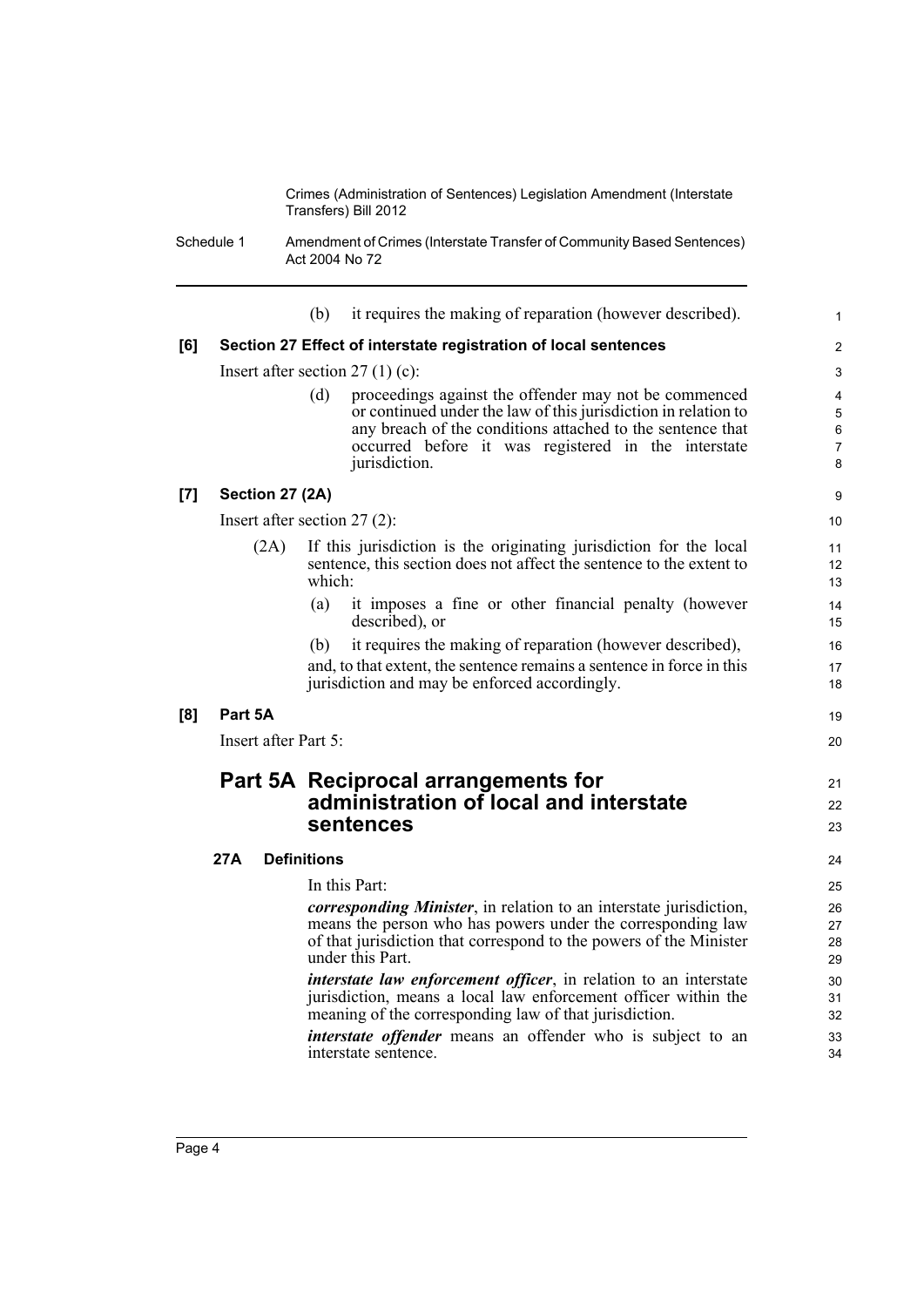(b) it requires the making of reparation (however described).

**[6] Section 27 Effect of interstate registration of local sentences**

Insert after section 27 (1) (c):

(d) proceedings against the offender may not be commenced or continued under the law of this jurisdiction in relation to any breach of the conditions attached to the sentence that occurred before it was registered in the interstate jurisdiction.

**[7] Section 27 (2A)**

Insert after section 27 (2):

(2A) If this jurisdiction is the originating jurisdiction for the local sentence, this section does not affect the sentence to the extent to which:

(a) it imposes a fine or other financial penalty (however described), or

(b) it requires the making of reparation (however described),

and, to that extent, the sentence remains a sentence in force in this jurisdiction and may be enforced accordingly.

**[8] Part 5A**

Insert after Part 5:

## Part 5A Reciprocal arrangements for administration of local and interstate sentences

### 27A Definitions

In this Part:

***corresponding Minister***, in relation to an interstate jurisdiction, means the person who has powers under the corresponding law of that jurisdiction that correspond to the powers of the Minister under this Part.

***interstate law enforcement officer***, in relation to an interstate jurisdiction, means a local law enforcement officer within the meaning of the corresponding law of that jurisdiction.

***interstate offender*** means an offender who is subject to an interstate sentence.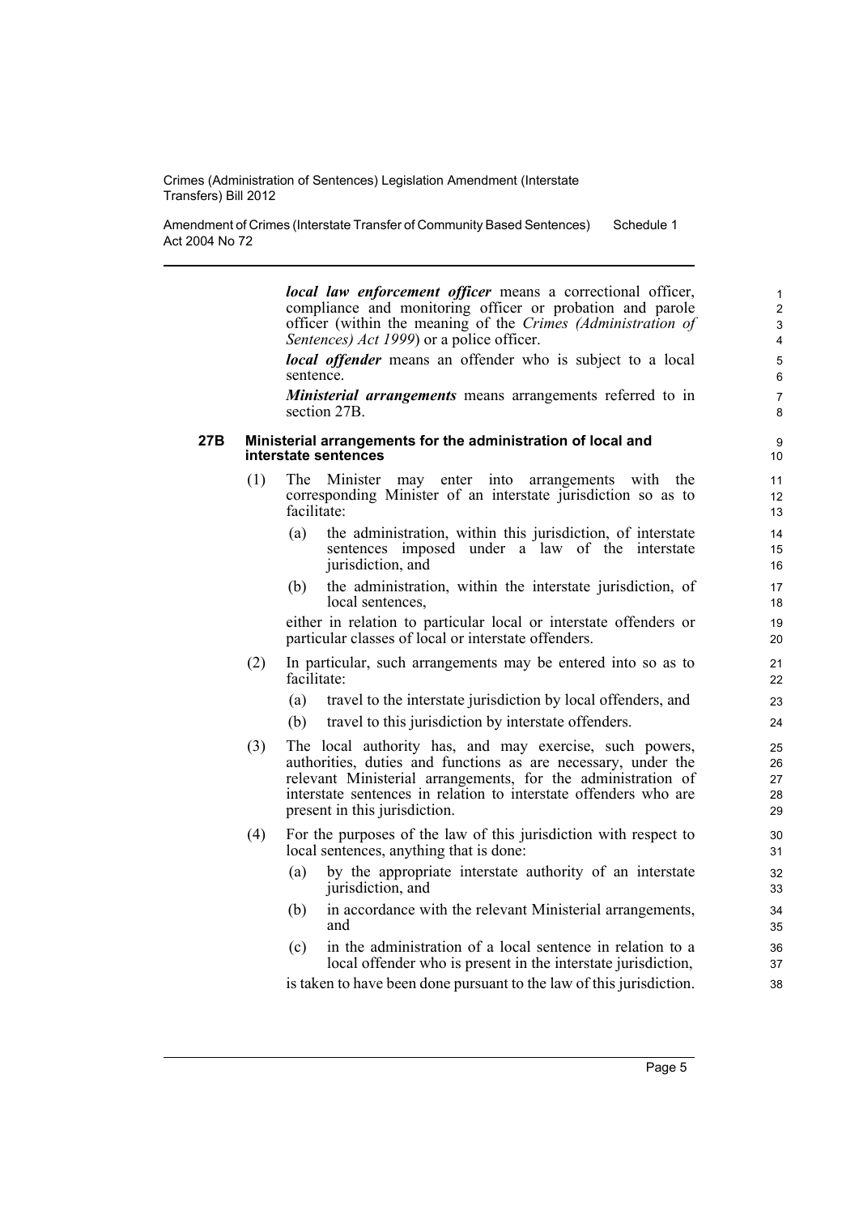***local law enforcement officer*** means a correctional officer, compliance and monitoring officer or probation and parole officer (within the meaning of the *Crimes (Administration of Sentences) Act 1999*) or a police officer.

***local offender*** means an offender who is subject to a local sentence.

***Ministerial arrangements*** means arrangements referred to in section 27B.

**27B Ministerial arrangements for the administration of local and interstate sentences**

(1) The Minister may enter into arrangements with the corresponding Minister of an interstate jurisdiction so as to facilitate:

(a) the administration, within this jurisdiction, of interstate sentences imposed under a law of the interstate jurisdiction, and

(b) the administration, within the interstate jurisdiction, of local sentences,

either in relation to particular local or interstate offenders or particular classes of local or interstate offenders.

(2) In particular, such arrangements may be entered into so as to facilitate:

(a) travel to the interstate jurisdiction by local offenders, and

(b) travel to this jurisdiction by interstate offenders.

(3) The local authority has, and may exercise, such powers, authorities, duties and functions as are necessary, under the relevant Ministerial arrangements, for the administration of interstate sentences in relation to interstate offenders who are present in this jurisdiction.

(4) For the purposes of the law of this jurisdiction with respect to local sentences, anything that is done:

(a) by the appropriate interstate authority of an interstate jurisdiction, and

(b) in accordance with the relevant Ministerial arrangements, and

(c) in the administration of a local sentence in relation to a local offender who is present in the interstate jurisdiction,

is taken to have been done pursuant to the law of this jurisdiction.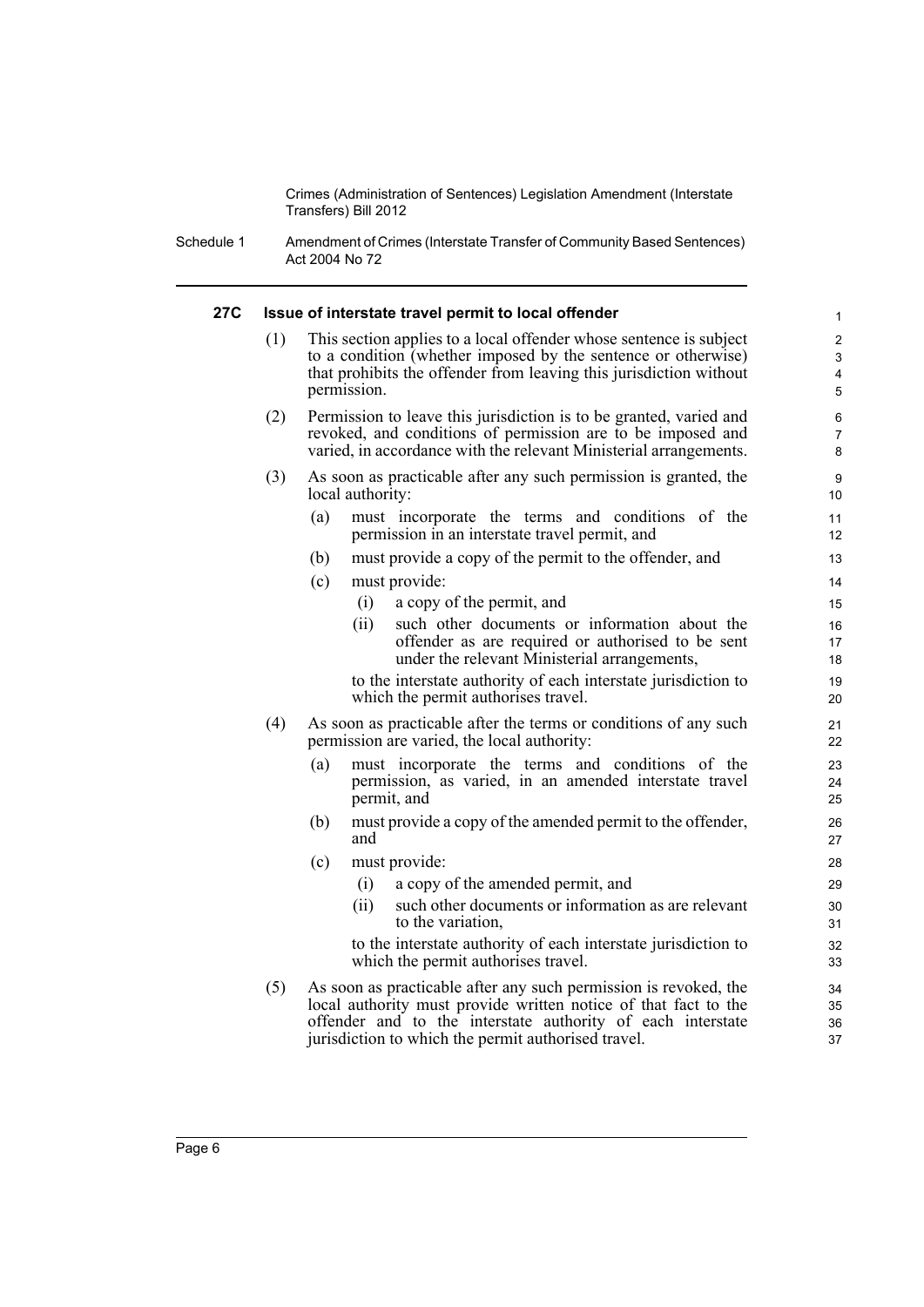#### 27C Issue of interstate travel permit to local offender

(1) This section applies to a local offender whose sentence is subject to a condition (whether imposed by the sentence or otherwise) that prohibits the offender from leaving this jurisdiction without permission.

(2) Permission to leave this jurisdiction is to be granted, varied and revoked, and conditions of permission are to be imposed and varied, in accordance with the relevant Ministerial arrangements.

(3) As soon as practicable after any such permission is granted, the local authority:

- (a) must incorporate the terms and conditions of the permission in an interstate travel permit, and
- (b) must provide a copy of the permit to the offender, and
- (c) must provide:
  - (i) a copy of the permit, and
  - (ii) such other documents or information about the offender as are required or authorised to be sent under the relevant Ministerial arrangements,

  to the interstate authority of each interstate jurisdiction to which the permit authorises travel.

(4) As soon as practicable after the terms or conditions of any such permission are varied, the local authority:

- (a) must incorporate the terms and conditions of the permission, as varied, in an amended interstate travel permit, and
- (b) must provide a copy of the amended permit to the offender, and
- (c) must provide:
  - (i) a copy of the amended permit, and
  - (ii) such other documents or information as are relevant to the variation,

  to the interstate authority of each interstate jurisdiction to which the permit authorises travel.

(5) As soon as practicable after any such permission is revoked, the local authority must provide written notice of that fact to the offender and to the interstate authority of each interstate jurisdiction to which the permit authorised travel.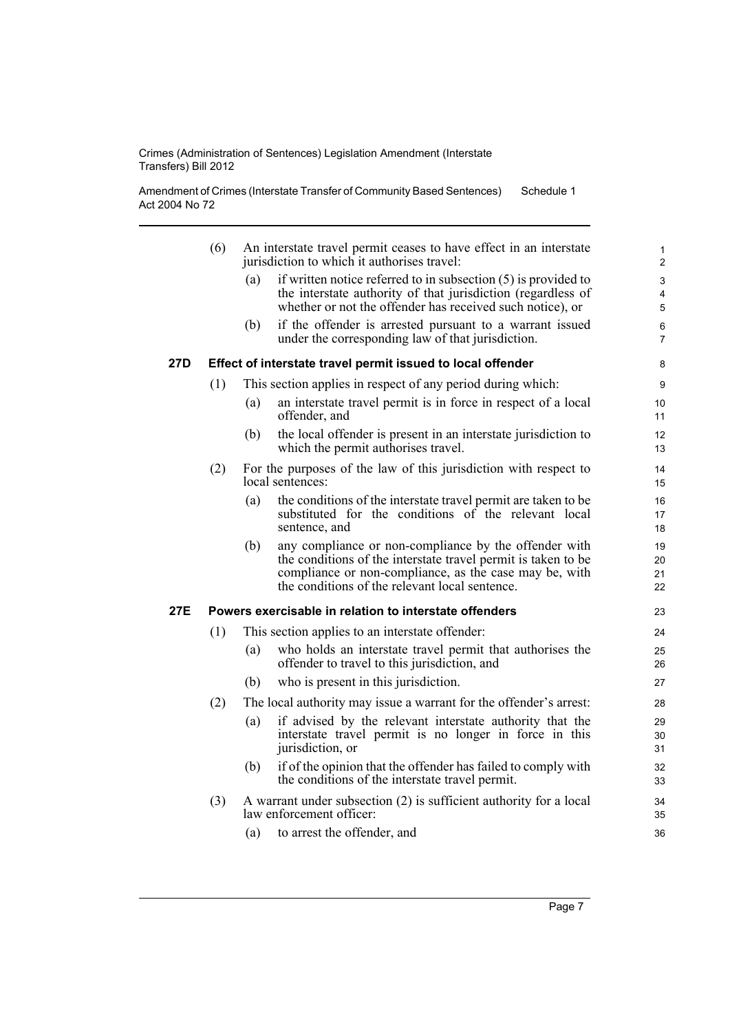(6) An interstate travel permit ceases to have effect in an interstate jurisdiction to which it authorises travel:

(a) if written notice referred to in subsection (5) is provided to the interstate authority of that jurisdiction (regardless of whether or not the offender has received such notice), or

(b) if the offender is arrested pursuant to a warrant issued under the corresponding law of that jurisdiction.

### 27D Effect of interstate travel permit issued to local offender

(1) This section applies in respect of any period during which:

(a) an interstate travel permit is in force in respect of a local offender, and

(b) the local offender is present in an interstate jurisdiction to which the permit authorises travel.

(2) For the purposes of the law of this jurisdiction with respect to local sentences:

(a) the conditions of the interstate travel permit are taken to be substituted for the conditions of the relevant local sentence, and

(b) any compliance or non-compliance by the offender with the conditions of the interstate travel permit is taken to be compliance or non-compliance, as the case may be, with the conditions of the relevant local sentence.

### 27E Powers exercisable in relation to interstate offenders

(1) This section applies to an interstate offender:

(a) who holds an interstate travel permit that authorises the offender to travel to this jurisdiction, and

(b) who is present in this jurisdiction.

(2) The local authority may issue a warrant for the offender's arrest:

(a) if advised by the relevant interstate authority that the interstate travel permit is no longer in force in this jurisdiction, or

(b) if of the opinion that the offender has failed to comply with the conditions of the interstate travel permit.

(3) A warrant under subsection (2) is sufficient authority for a local law enforcement officer:

(a) to arrest the offender, and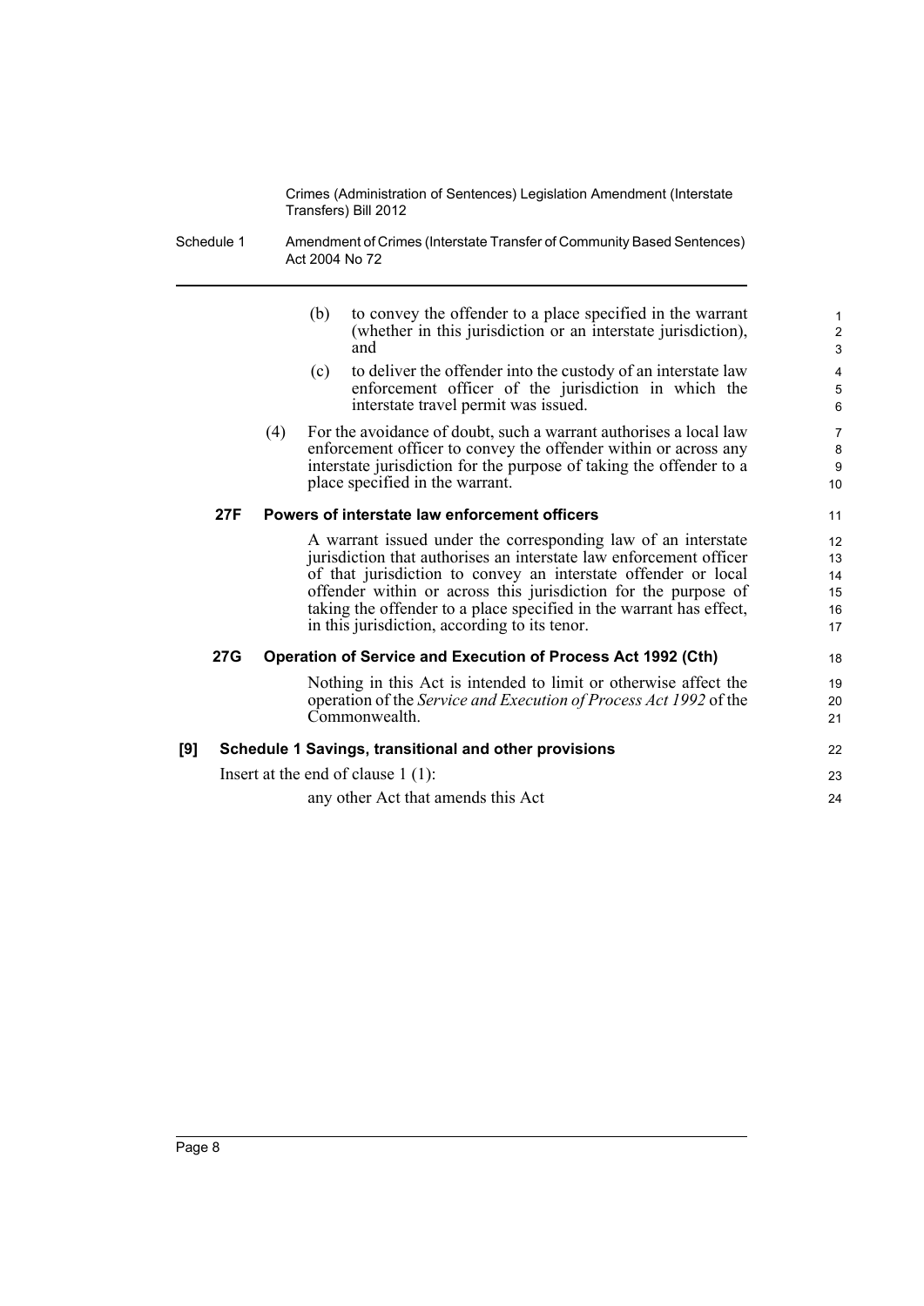(b) to convey the offender to a place specified in the warrant (whether in this jurisdiction or an interstate jurisdiction), and

(c) to deliver the offender into the custody of an interstate law enforcement officer of the jurisdiction in which the interstate travel permit was issued.

(4) For the avoidance of doubt, such a warrant authorises a local law enforcement officer to convey the offender within or across any interstate jurisdiction for the purpose of taking the offender to a place specified in the warrant.

**27F Powers of interstate law enforcement officers**

A warrant issued under the corresponding law of an interstate jurisdiction that authorises an interstate law enforcement officer of that jurisdiction to convey an interstate offender or local offender within or across this jurisdiction for the purpose of taking the offender to a place specified in the warrant has effect, in this jurisdiction, according to its tenor.

**27G Operation of Service and Execution of Process Act 1992 (Cth)**

Nothing in this Act is intended to limit or otherwise affect the operation of the *Service and Execution of Process Act 1992* of the Commonwealth.

**[9] Schedule 1 Savings, transitional and other provisions**

Insert at the end of clause 1 (1):

any other Act that amends this Act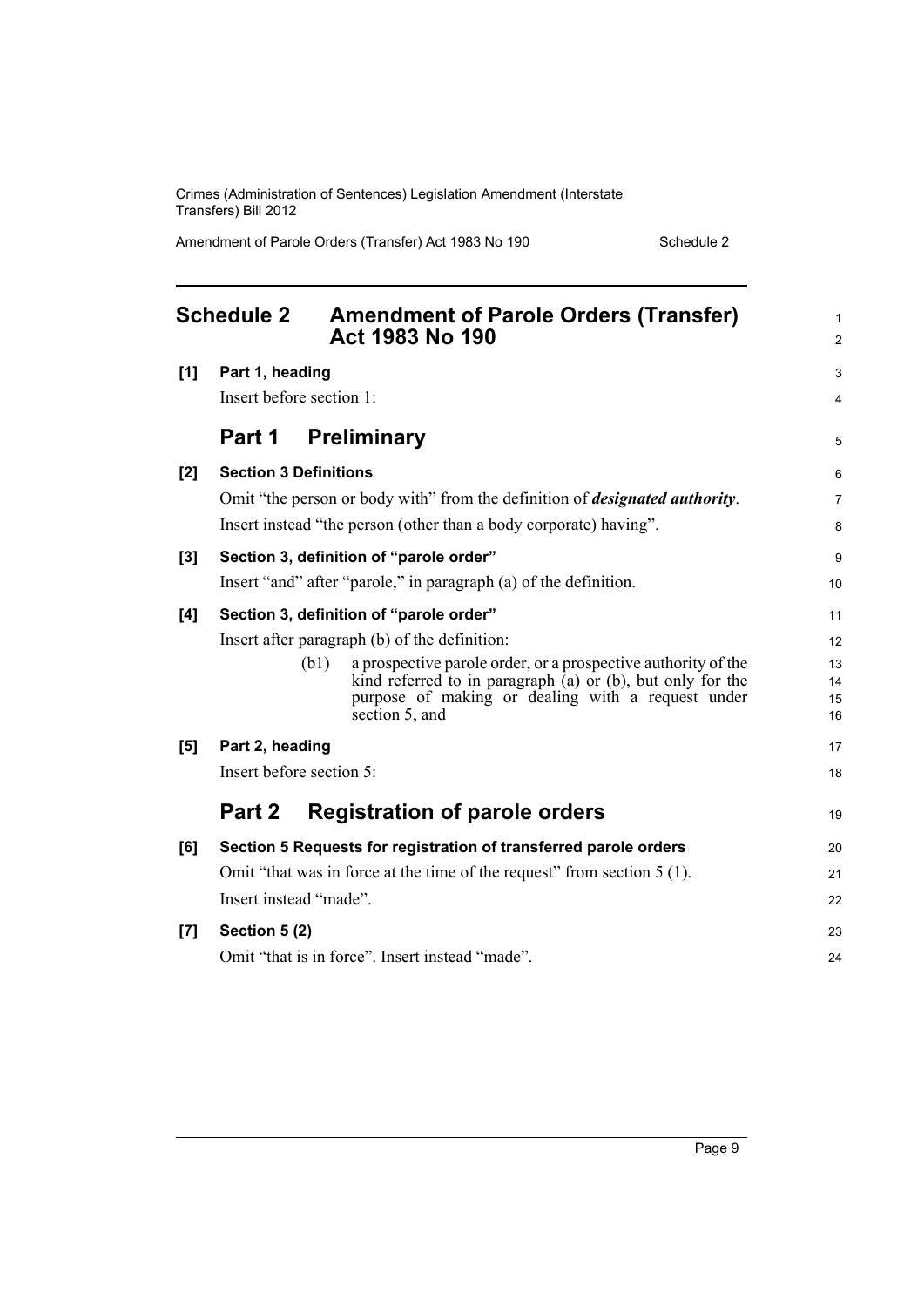## Schedule 2 Amendment of Parole Orders (Transfer) Act 1983 No 190

**[1] Part 1, heading**

Insert before section 1:

### Part 1 Preliminary

**[2] Section 3 Definitions**

Omit "the person or body with" from the definition of ***designated authority***.

Insert instead "the person (other than a body corporate) having".

**[3] Section 3, definition of "parole order"**

Insert "and" after "parole," in paragraph (a) of the definition.

**[4] Section 3, definition of "parole order"**

Insert after paragraph (b) of the definition:

> (b1) a prospective parole order, or a prospective authority of the kind referred to in paragraph (a) or (b), but only for the purpose of making or dealing with a request under section 5, and

**[5] Part 2, heading**

Insert before section 5:

### Part 2 Registration of parole orders

**[6] Section 5 Requests for registration of transferred parole orders**

Omit "that was in force at the time of the request" from section 5 (1).

Insert instead "made".

**[7] Section 5 (2)**

Omit "that is in force". Insert instead "made".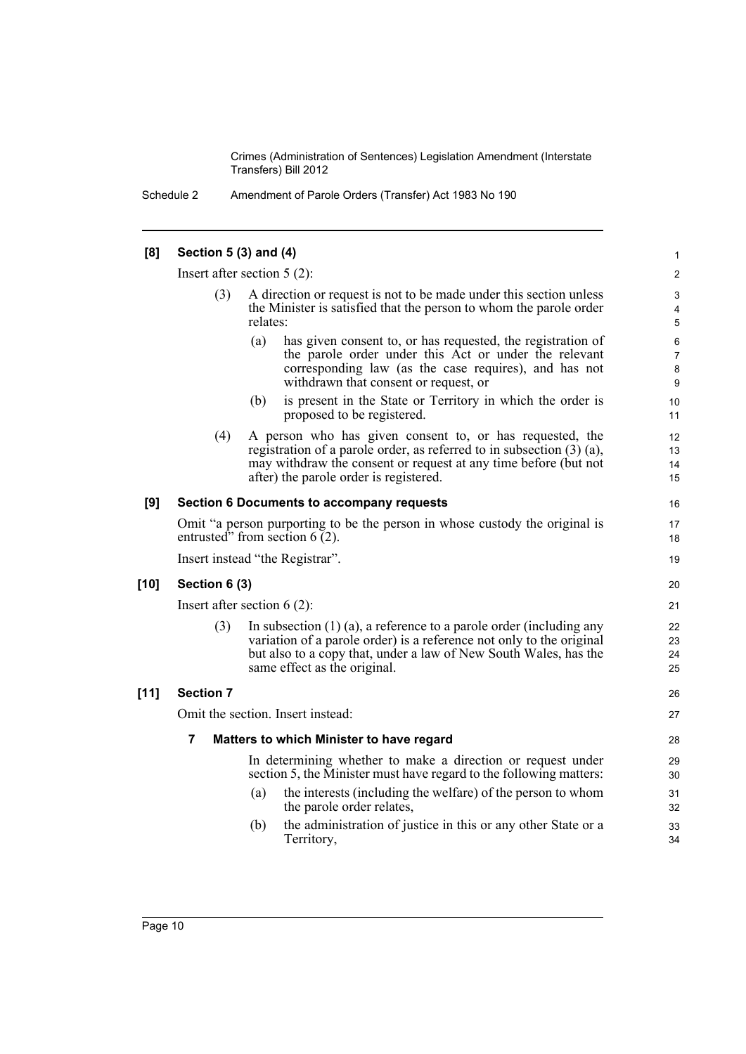**[8] Section 5 (3) and (4)**

Insert after section 5 (2):

(3) A direction or request is not to be made under this section unless the Minister is satisfied that the person to whom the parole order relates:

- (a) has given consent to, or has requested, the registration of the parole order under this Act or under the relevant corresponding law (as the case requires), and has not withdrawn that consent or request, or
- (b) is present in the State or Territory in which the order is proposed to be registered.

(4) A person who has given consent to, or has requested, the registration of a parole order, as referred to in subsection (3) (a), may withdraw the consent or request at any time before (but not after) the parole order is registered.

**[9] Section 6 Documents to accompany requests**

Omit "a person purporting to be the person in whose custody the original is entrusted" from section 6 (2).

Insert instead "the Registrar".

**[10] Section 6 (3)**

Insert after section 6 (2):

(3) In subsection (1) (a), a reference to a parole order (including any variation of a parole order) is a reference not only to the original but also to a copy that, under a law of New South Wales, has the same effect as the original.

**[11] Section 7**

Omit the section. Insert instead:

**7 Matters to which Minister to have regard**

In determining whether to make a direction or request under section 5, the Minister must have regard to the following matters:

- (a) the interests (including the welfare) of the person to whom the parole order relates,
- (b) the administration of justice in this or any other State or a Territory,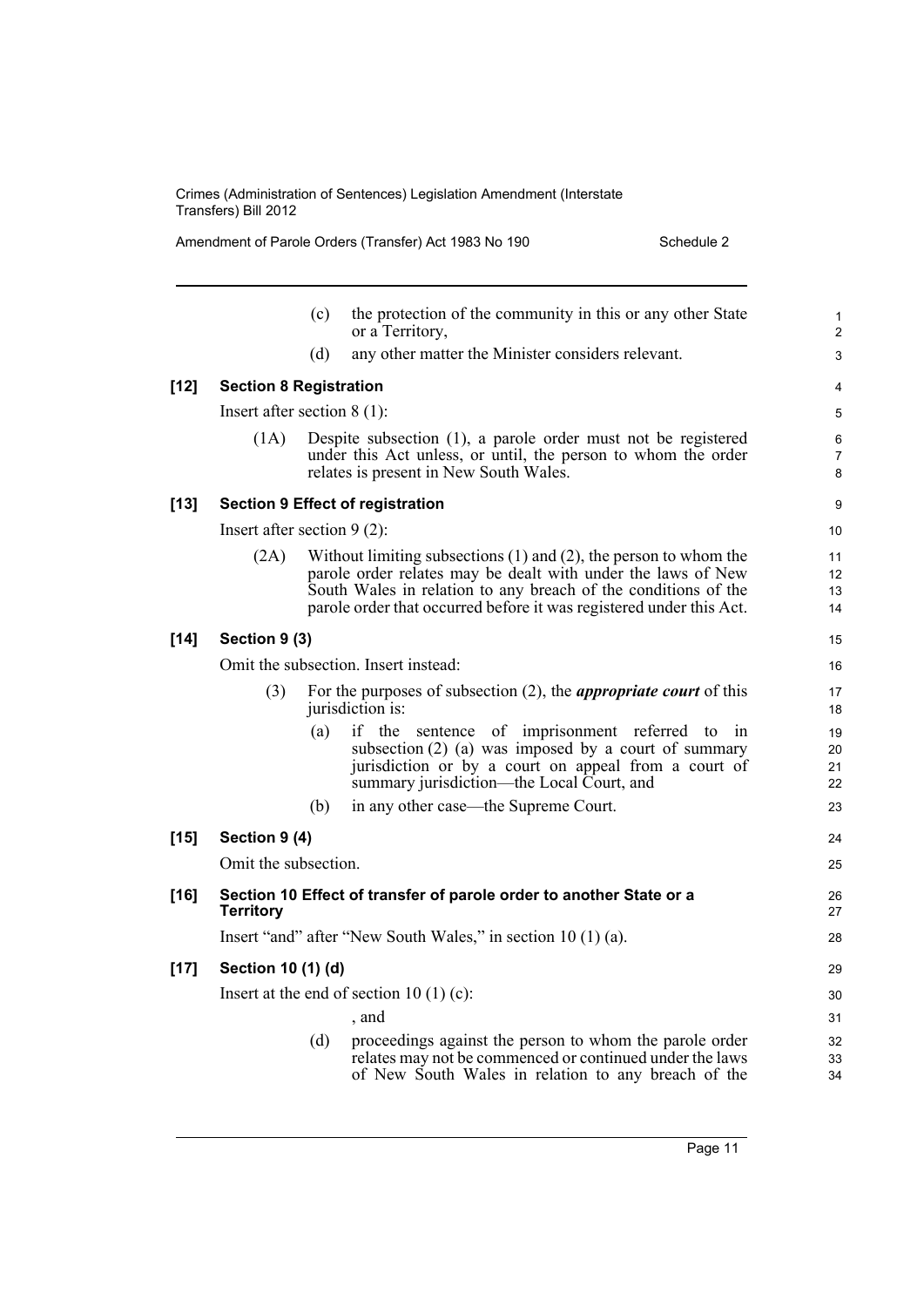(c) the protection of the community in this or any other State or a Territory,

(d) any other matter the Minister considers relevant.

**[12] Section 8 Registration**

Insert after section 8 (1):

(1A) Despite subsection (1), a parole order must not be registered under this Act unless, or until, the person to whom the order relates is present in New South Wales.

**[13] Section 9 Effect of registration**

Insert after section 9 (2):

(2A) Without limiting subsections (1) and (2), the person to whom the parole order relates may be dealt with under the laws of New South Wales in relation to any breach of the conditions of the parole order that occurred before it was registered under this Act.

**[14] Section 9 (3)**

Omit the subsection. Insert instead:

(3) For the purposes of subsection (2), the ***appropriate court*** of this jurisdiction is:

(a) if the sentence of imprisonment referred to in subsection (2) (a) was imposed by a court of summary jurisdiction or by a court on appeal from a court of summary jurisdiction—the Local Court, and

(b) in any other case—the Supreme Court.

**[15] Section 9 (4)**

Omit the subsection.

**[16] Section 10 Effect of transfer of parole order to another State or a Territory**

Insert "and" after "New South Wales," in section 10 (1) (a).

**[17] Section 10 (1) (d)**

Insert at the end of section 10 (1) (c):

, and

(d) proceedings against the person to whom the parole order relates may not be commenced or continued under the laws of New South Wales in relation to any breach of the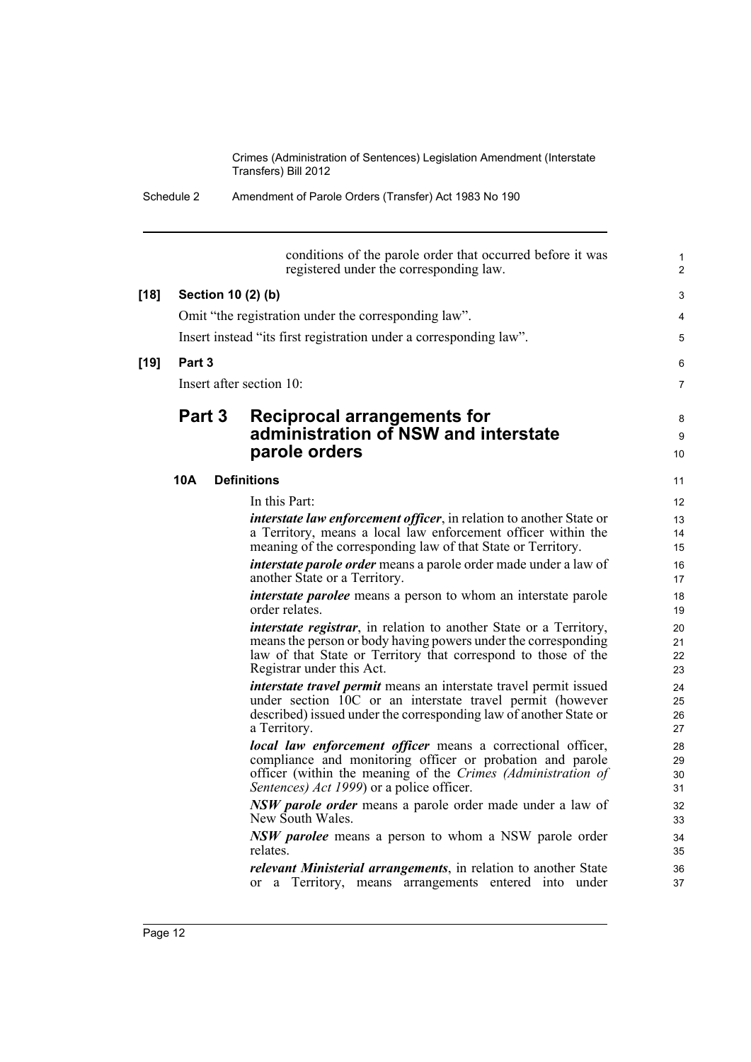conditions of the parole order that occurred before it was registered under the corresponding law.

**[18] Section 10 (2) (b)**

Omit "the registration under the corresponding law".

Insert instead "its first registration under a corresponding law".

**[19] Part 3**

Insert after section 10:

## Part 3 Reciprocal arrangements for administration of NSW and interstate parole orders

### 10A Definitions

In this Part:

***interstate law enforcement officer***, in relation to another State or a Territory, means a local law enforcement officer within the meaning of the corresponding law of that State or Territory.

***interstate parole order*** means a parole order made under a law of another State or a Territory.

***interstate parolee*** means a person to whom an interstate parole order relates.

***interstate registrar***, in relation to another State or a Territory, means the person or body having powers under the corresponding law of that State or Territory that correspond to those of the Registrar under this Act.

***interstate travel permit*** means an interstate travel permit issued under section 10C or an interstate travel permit (however described) issued under the corresponding law of another State or a Territory.

***local law enforcement officer*** means a correctional officer, compliance and monitoring officer or probation and parole officer (within the meaning of the *Crimes (Administration of Sentences) Act 1999*) or a police officer.

***NSW parole order*** means a parole order made under a law of New South Wales.

***NSW parolee*** means a person to whom a NSW parole order relates.

***relevant Ministerial arrangements***, in relation to another State or a Territory, means arrangements entered into under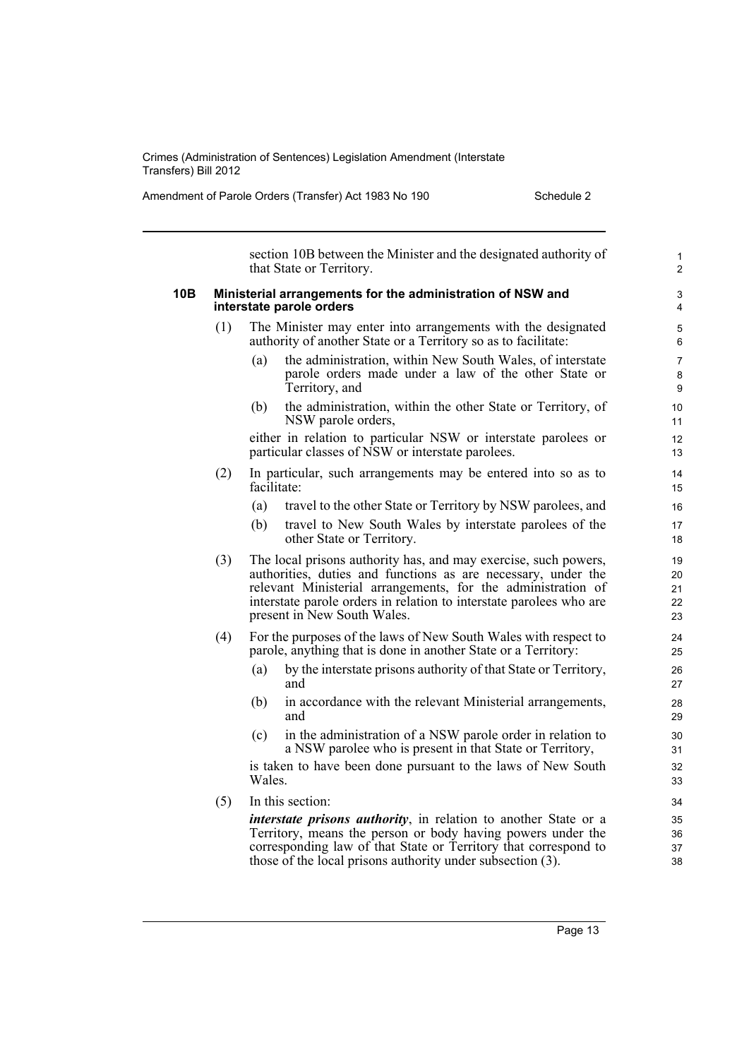section 10B between the Minister and the designated authority of that State or Territory.

### 10B Ministerial arrangements for the administration of NSW and interstate parole orders

(1) The Minister may enter into arrangements with the designated authority of another State or a Territory so as to facilitate:

- (a) the administration, within New South Wales, of interstate parole orders made under a law of the other State or Territory, and
- (b) the administration, within the other State or Territory, of NSW parole orders,

either in relation to particular NSW or interstate parolees or particular classes of NSW or interstate parolees.

(2) In particular, such arrangements may be entered into so as to facilitate:

- (a) travel to the other State or Territory by NSW parolees, and
- (b) travel to New South Wales by interstate parolees of the other State or Territory.

(3) The local prisons authority has, and may exercise, such powers, authorities, duties and functions as are necessary, under the relevant Ministerial arrangements, for the administration of interstate parole orders in relation to interstate parolees who are present in New South Wales.

(4) For the purposes of the laws of New South Wales with respect to parole, anything that is done in another State or a Territory:

- (a) by the interstate prisons authority of that State or Territory, and
- (b) in accordance with the relevant Ministerial arrangements, and
- (c) in the administration of a NSW parole order in relation to a NSW parolee who is present in that State or Territory,

is taken to have been done pursuant to the laws of New South Wales.

(5) In this section:

***interstate prisons authority***, in relation to another State or a Territory, means the person or body having powers under the corresponding law of that State or Territory that correspond to those of the local prisons authority under subsection (3).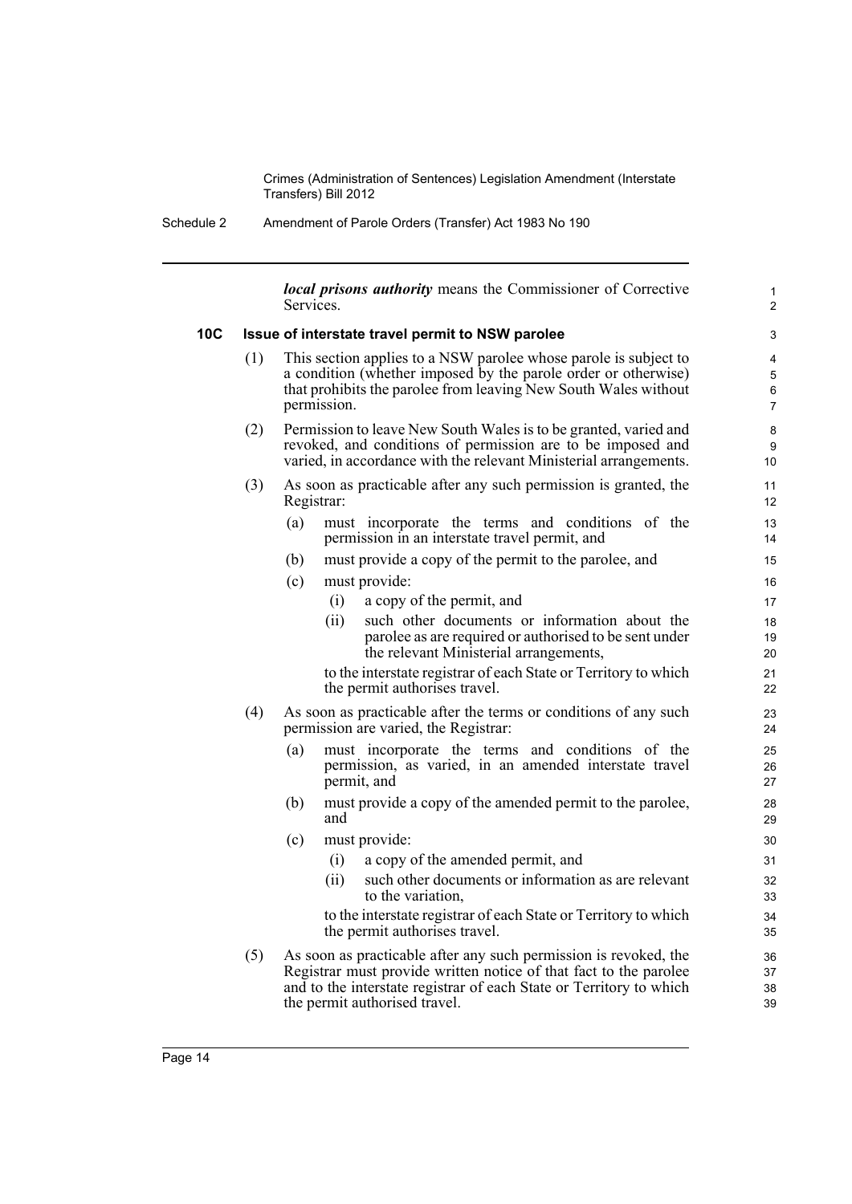***local prisons authority*** means the Commissioner of Corrective Services.

### 10C Issue of interstate travel permit to NSW parolee

(1) This section applies to a NSW parolee whose parole is subject to a condition (whether imposed by the parole order or otherwise) that prohibits the parolee from leaving New South Wales without permission.

(2) Permission to leave New South Wales is to be granted, varied and revoked, and conditions of permission are to be imposed and varied, in accordance with the relevant Ministerial arrangements.

(3) As soon as practicable after any such permission is granted, the Registrar:

- (a) must incorporate the terms and conditions of the permission in an interstate travel permit, and
- (b) must provide a copy of the permit to the parolee, and
- (c) must provide:
  - (i) a copy of the permit, and
  - (ii) such other documents or information about the parolee as are required or authorised to be sent under the relevant Ministerial arrangements,

  to the interstate registrar of each State or Territory to which the permit authorises travel.

(4) As soon as practicable after the terms or conditions of any such permission are varied, the Registrar:

- (a) must incorporate the terms and conditions of the permission, as varied, in an amended interstate travel permit, and
- (b) must provide a copy of the amended permit to the parolee, and
- (c) must provide:
  - (i) a copy of the amended permit, and
  - (ii) such other documents or information as are relevant to the variation,

  to the interstate registrar of each State or Territory to which the permit authorises travel.

(5) As soon as practicable after any such permission is revoked, the Registrar must provide written notice of that fact to the parolee and to the interstate registrar of each State or Territory to which the permit authorised travel.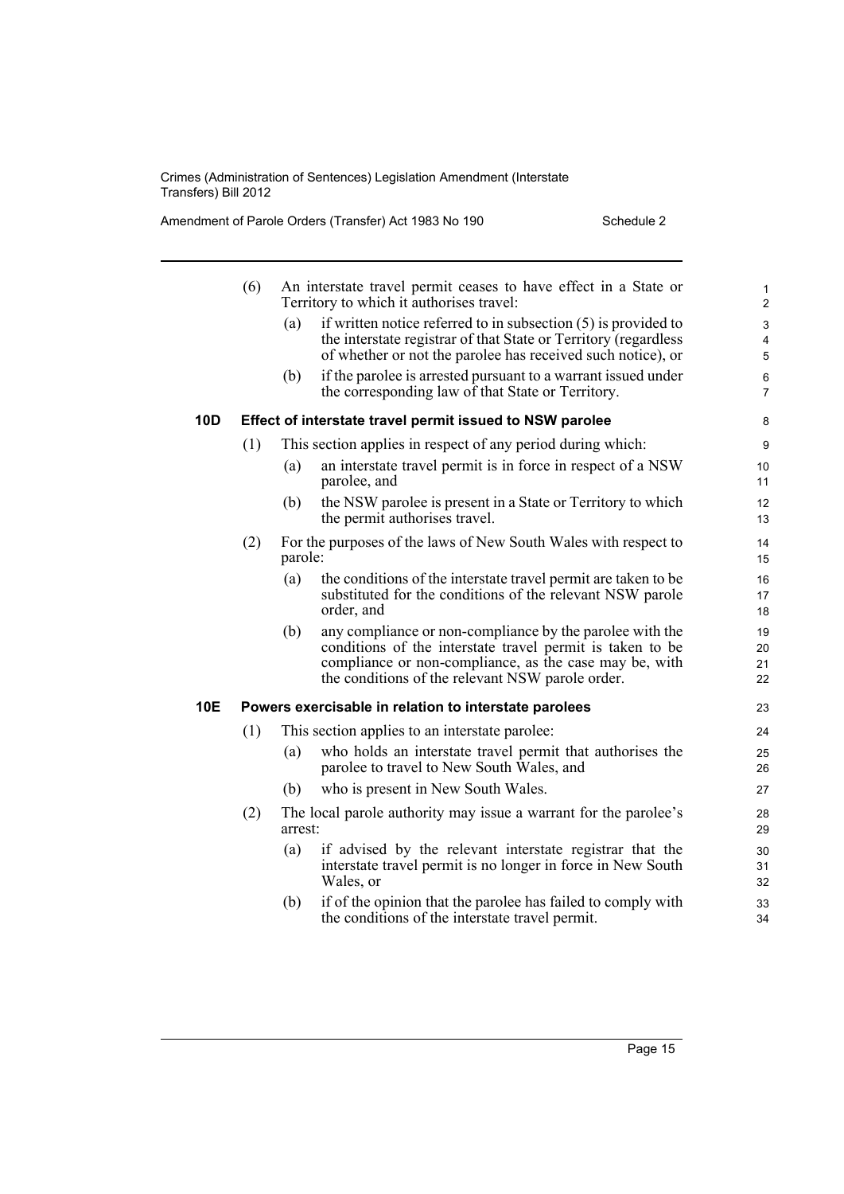(6) An interstate travel permit ceases to have effect in a State or Territory to which it authorises travel:

(a) if written notice referred to in subsection (5) is provided to the interstate registrar of that State or Territory (regardless of whether or not the parolee has received such notice), or

(b) if the parolee is arrested pursuant to a warrant issued under the corresponding law of that State or Territory.

### 10D Effect of interstate travel permit issued to NSW parolee

(1) This section applies in respect of any period during which:

(a) an interstate travel permit is in force in respect of a NSW parolee, and

(b) the NSW parolee is present in a State or Territory to which the permit authorises travel.

(2) For the purposes of the laws of New South Wales with respect to parole:

(a) the conditions of the interstate travel permit are taken to be substituted for the conditions of the relevant NSW parole order, and

(b) any compliance or non-compliance by the parolee with the conditions of the interstate travel permit is taken to be compliance or non-compliance, as the case may be, with the conditions of the relevant NSW parole order.

### 10E Powers exercisable in relation to interstate parolees

(1) This section applies to an interstate parolee:

(a) who holds an interstate travel permit that authorises the parolee to travel to New South Wales, and

(b) who is present in New South Wales.

(2) The local parole authority may issue a warrant for the parolee's arrest:

(a) if advised by the relevant interstate registrar that the interstate travel permit is no longer in force in New South Wales, or

(b) if of the opinion that the parolee has failed to comply with the conditions of the interstate travel permit.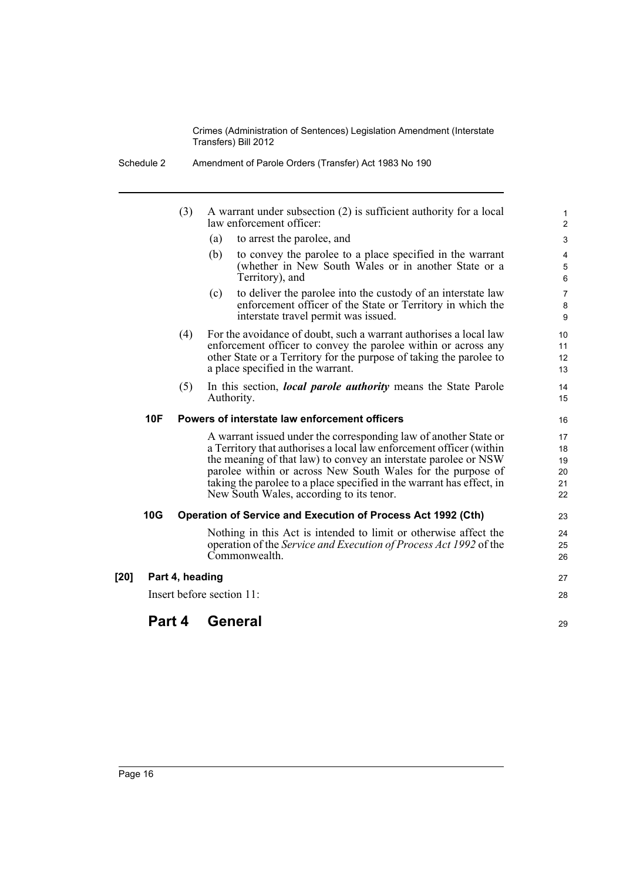(3) A warrant under subsection (2) is sufficient authority for a local law enforcement officer:

(a) to arrest the parolee, and

(b) to convey the parolee to a place specified in the warrant (whether in New South Wales or in another State or a Territory), and

(c) to deliver the parolee into the custody of an interstate law enforcement officer of the State or Territory in which the interstate travel permit was issued.

(4) For the avoidance of doubt, such a warrant authorises a local law enforcement officer to convey the parolee within or across any other State or a Territory for the purpose of taking the parolee to a place specified in the warrant.

(5) In this section, ***local parole authority*** means the State Parole Authority.

#### 10F Powers of interstate law enforcement officers

A warrant issued under the corresponding law of another State or a Territory that authorises a local law enforcement officer (within the meaning of that law) to convey an interstate parolee or NSW parolee within or across New South Wales for the purpose of taking the parolee to a place specified in the warrant has effect, in New South Wales, according to its tenor.

#### 10G Operation of Service and Execution of Process Act 1992 (Cth)

Nothing in this Act is intended to limit or otherwise affect the operation of the *Service and Execution of Process Act 1992* of the Commonwealth.

**[20] Part 4, heading**

Insert before section 11:

## Part 4 General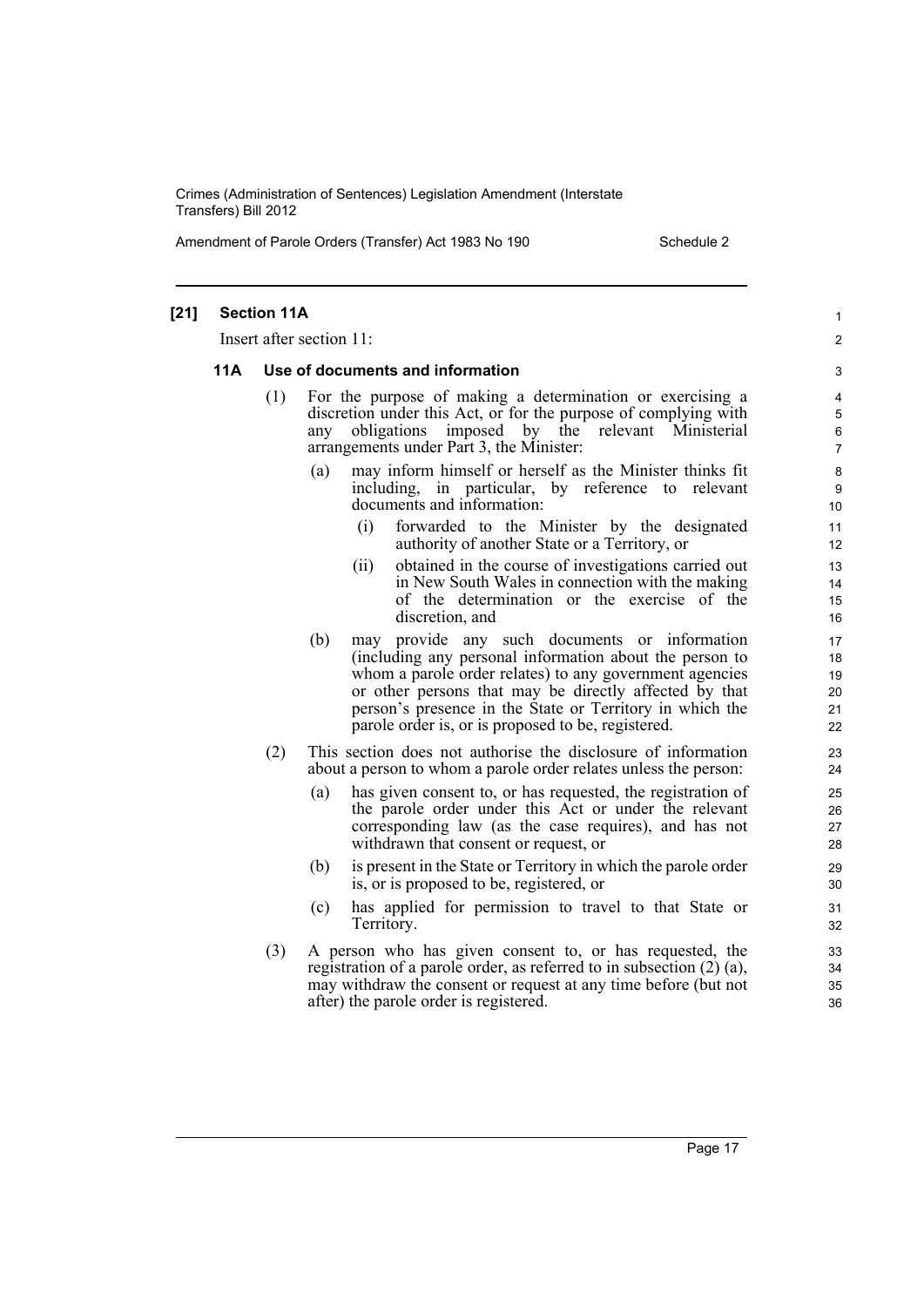**[21] Section 11A**

Insert after section 11:

**11A Use of documents and information**

(1) For the purpose of making a determination or exercising a discretion under this Act, or for the purpose of complying with any obligations imposed by the relevant Ministerial arrangements under Part 3, the Minister:

(a) may inform himself or herself as the Minister thinks fit including, in particular, by reference to relevant documents and information:

(i) forwarded to the Minister by the designated authority of another State or a Territory, or

(ii) obtained in the course of investigations carried out in New South Wales in connection with the making of the determination or the exercise of the discretion, and

(b) may provide any such documents or information (including any personal information about the person to whom a parole order relates) to any government agencies or other persons that may be directly affected by that person's presence in the State or Territory in which the parole order is, or is proposed to be, registered.

(2) This section does not authorise the disclosure of information about a person to whom a parole order relates unless the person:

(a) has given consent to, or has requested, the registration of the parole order under this Act or under the relevant corresponding law (as the case requires), and has not withdrawn that consent or request, or

(b) is present in the State or Territory in which the parole order is, or is proposed to be, registered, or

(c) has applied for permission to travel to that State or Territory.

(3) A person who has given consent to, or has requested, the registration of a parole order, as referred to in subsection (2) (a), may withdraw the consent or request at any time before (but not after) the parole order is registered.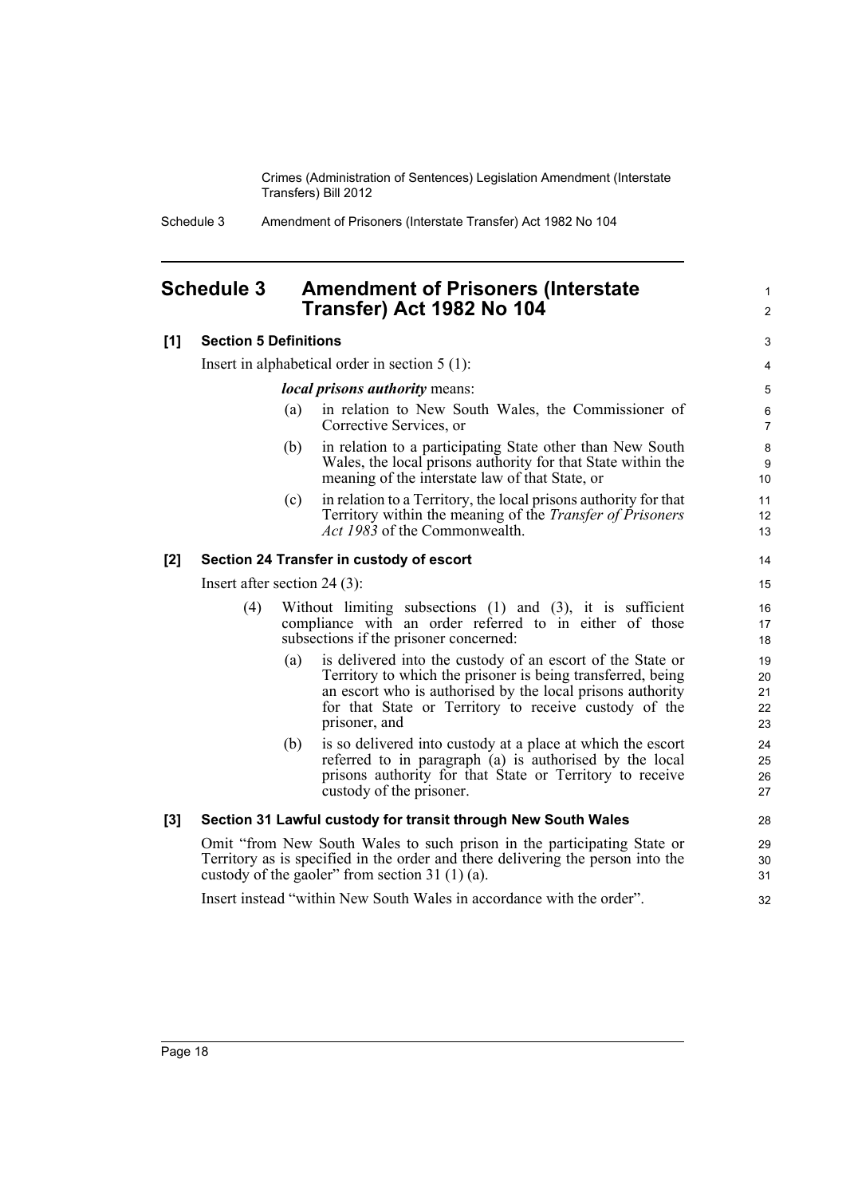## Schedule 3 Amendment of Prisoners (Interstate Transfer) Act 1982 No 104

**[1] Section 5 Definitions**

Insert in alphabetical order in section 5 (1):

***local prisons authority*** means:

(a) in relation to New South Wales, the Commissioner of Corrective Services, or

(b) in relation to a participating State other than New South Wales, the local prisons authority for that State within the meaning of the interstate law of that State, or

(c) in relation to a Territory, the local prisons authority for that Territory within the meaning of the *Transfer of Prisoners Act 1983* of the Commonwealth.

**[2] Section 24 Transfer in custody of escort**

Insert after section 24 (3):

(4) Without limiting subsections (1) and (3), it is sufficient compliance with an order referred to in either of those subsections if the prisoner concerned:

(a) is delivered into the custody of an escort of the State or Territory to which the prisoner is being transferred, being an escort who is authorised by the local prisons authority for that State or Territory to receive custody of the prisoner, and

(b) is so delivered into custody at a place at which the escort referred to in paragraph (a) is authorised by the local prisons authority for that State or Territory to receive custody of the prisoner.

**[3] Section 31 Lawful custody for transit through New South Wales**

Omit "from New South Wales to such prison in the participating State or Territory as is specified in the order and there delivering the person into the custody of the gaoler" from section 31 (1) (a).

Insert instead "within New South Wales in accordance with the order".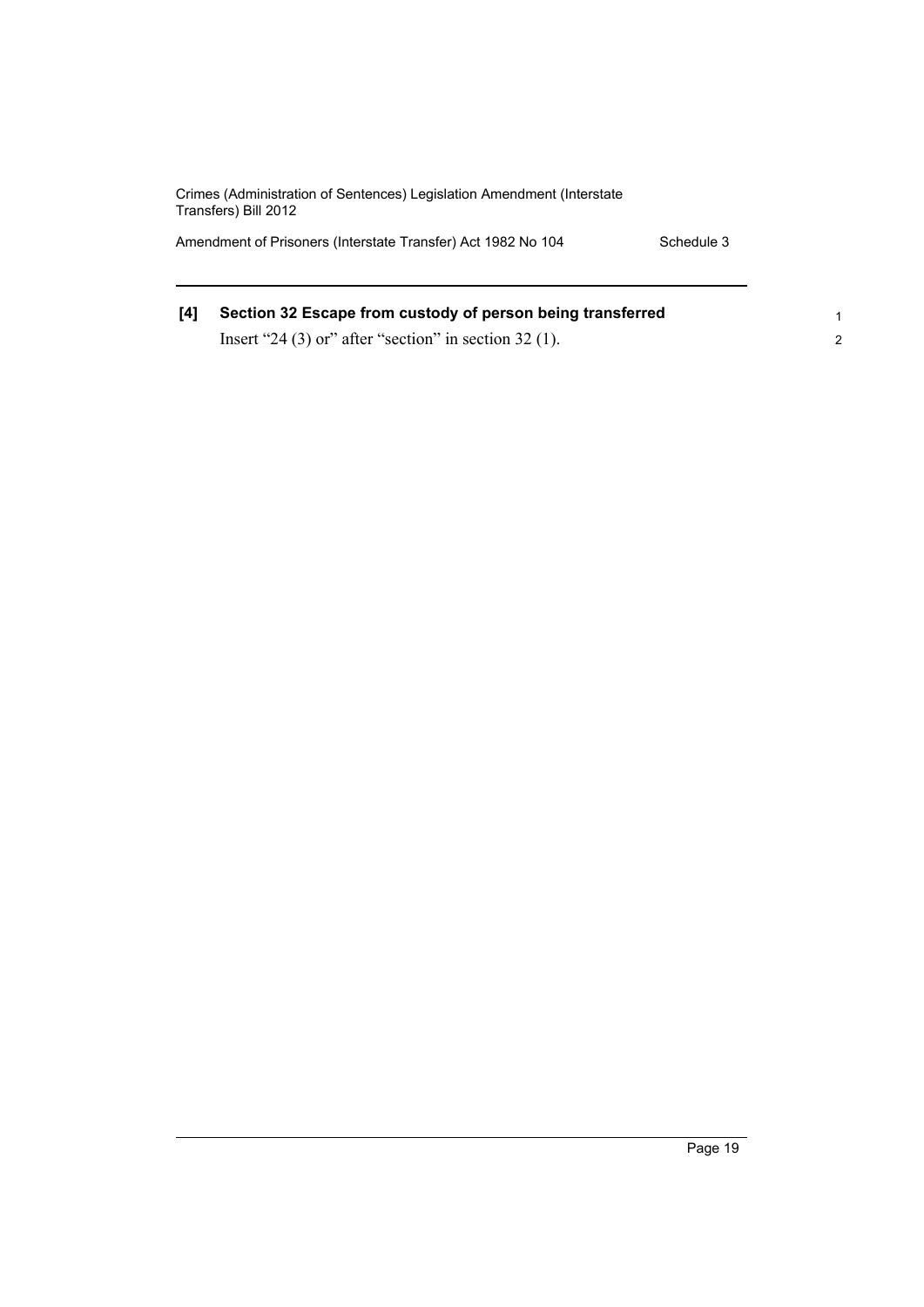**[4] Section 32 Escape from custody of person being transferred**

Insert "24 (3) or" after "section" in section 32 (1).